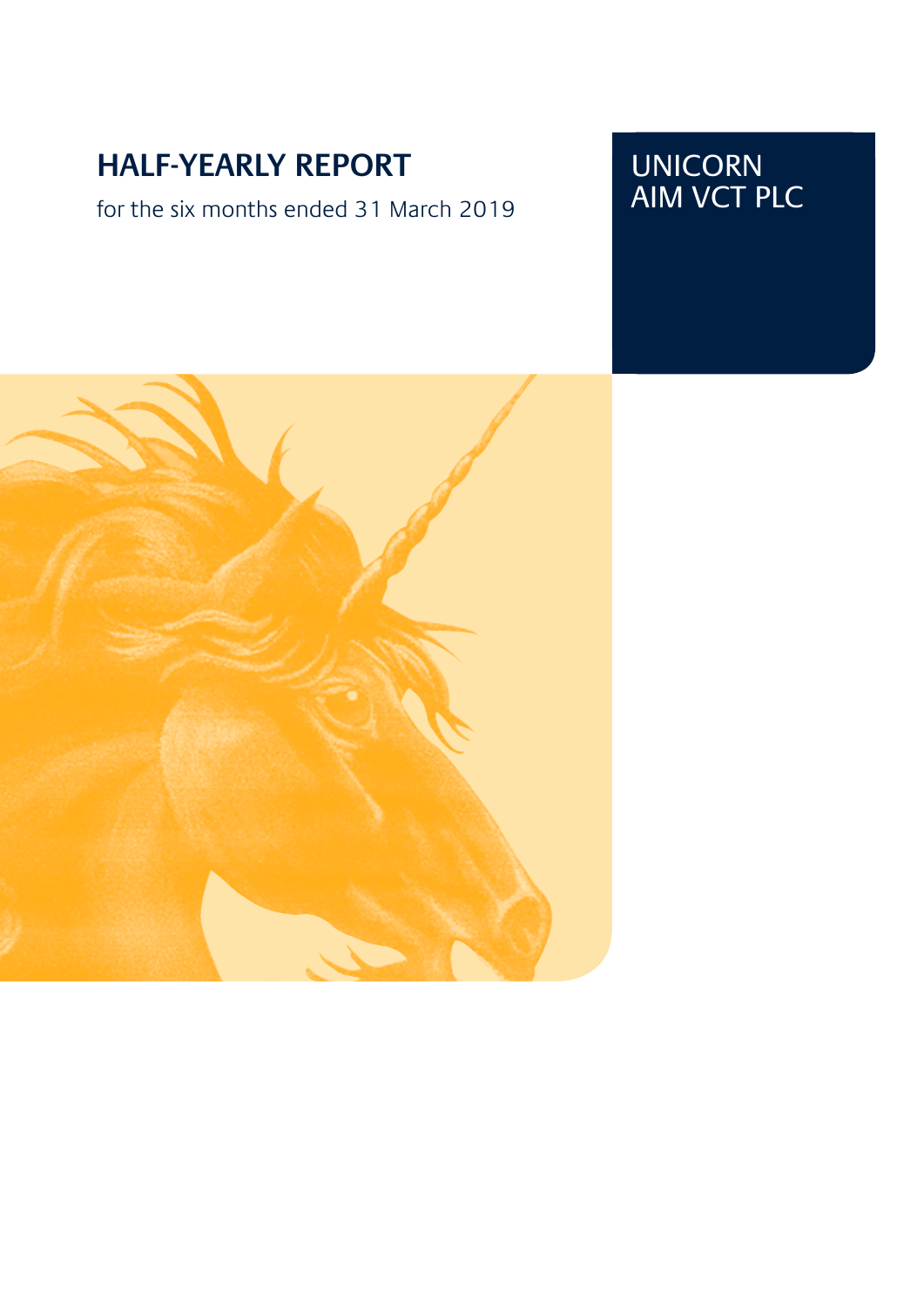# HALF-YEARLY REPORT

for the six months ended 31 March 2019

UNICORN AIM VCT PLC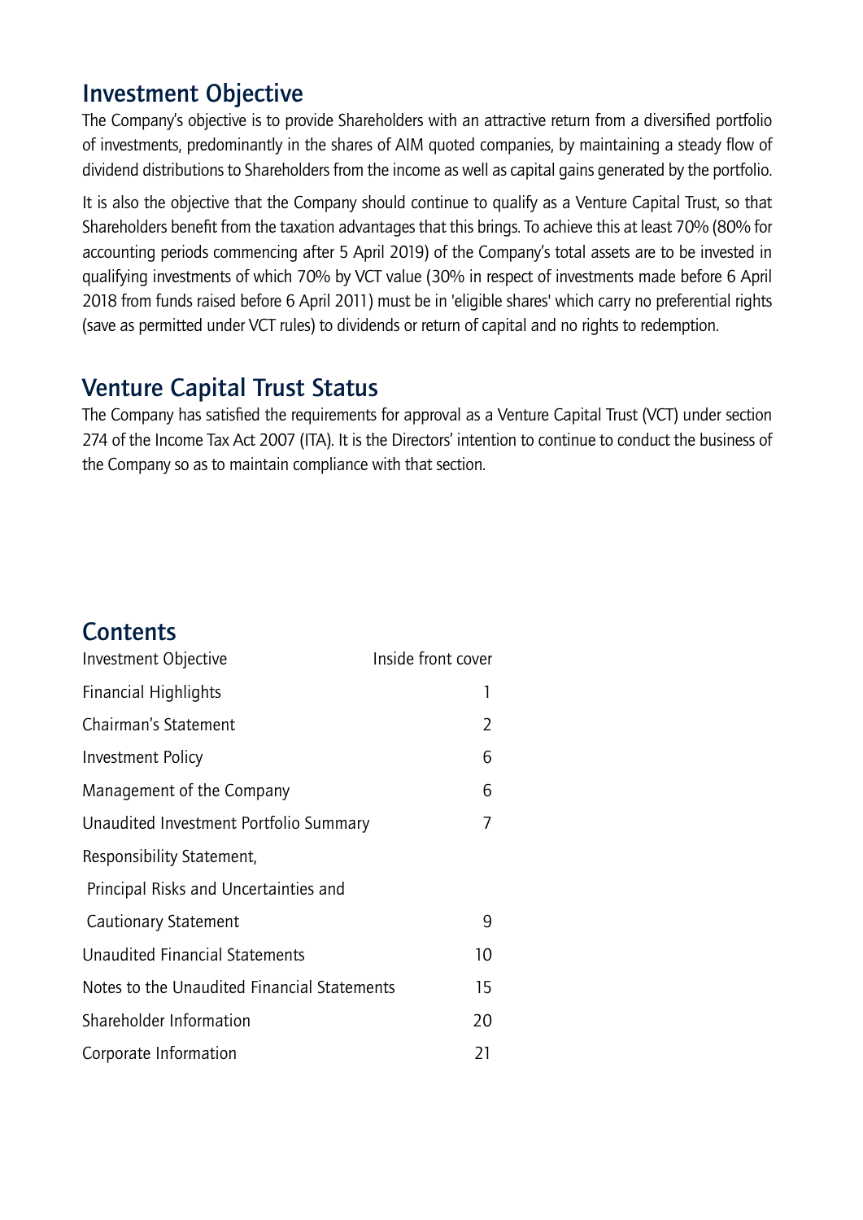## Investment Objective

The Company's objective is to provide Shareholders with an attractive return from a diversified portfolio of investments, predominantly in the shares of AIM quoted companies, by maintaining a steady flow of dividend distributions to Shareholders from the income as well as capital gains generated by the portfolio.

It is also the objective that the Company should continue to qualify as a Venture Capital Trust, so that Shareholders benefit from the taxation advantages that this brings. To achieve this at least 70% (80% for accounting periods commencing after 5 April 2019) of the Company's total assets are to be invested in qualifying investments of which 70% by VCT value (30% in respect of investments made before 6 April 2018 from funds raised before 6 April 2011) must be in 'eligible shares' which carry no preferential rights (save as permitted under VCT rules) to dividends or return of capital and no rights to redemption.

## Venture Capital Trust Status

The Company has satisfied the requirements for approval as a Venture Capital Trust (VCT) under section 274 of the Income Tax Act 2007 (ITA). It is the Directors' intention to continue to conduct the business of the Company so as to maintain compliance with that section.

## Contents

| | |
|---|---|
| Investment Objective | Inside front cover |
| Financial Highlights | 1 |
| Chairman's Statement | 2 |
| Investment Policy | 6 |
| Management of the Company | 6 |
| Unaudited Investment Portfolio Summary | 7 |
| Responsibility Statement, Principal Risks and Uncertainties and Cautionary Statement | 9 |
| Unaudited Financial Statements | 10 |
| Notes to the Unaudited Financial Statements | 15 |
| Shareholder Information | 20 |
| Corporate Information | 21 |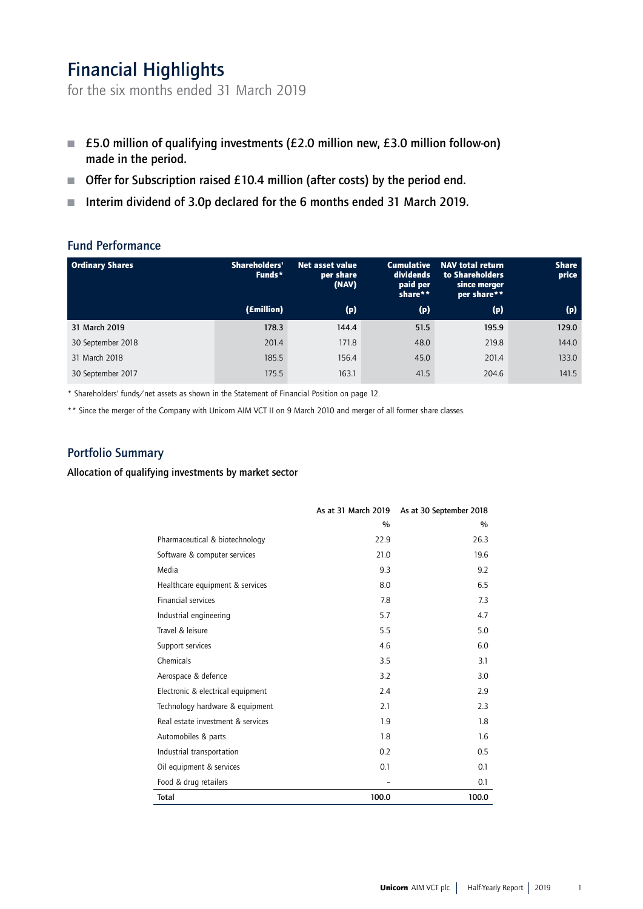# Financial Highlights

for the six months ended 31 March 2019

- £5.0 million of qualifying investments (£2.0 million new, £3.0 million follow-on) made in the period.
- Offer for Subscription raised £10.4 million (after costs) by the period end.
- Interim dividend of 3.0p declared for the 6 months ended 31 March 2019.

## Fund Performance

| Ordinary Shares | Shareholders' Funds* | Net asset value per share (NAV) | Cumulative dividends paid per share** | NAV total return to Shareholders since merger per share** | Share price |
|---|---|---|---|---|---|
| | (£million) | (p) | (p) | (p) | (p) |
| 31 March 2019 | 178.3 | 144.4 | 51.5 | 195.9 | 129.0 |
| 30 September 2018 | 201.4 | 171.8 | 48.0 | 219.8 | 144.0 |
| 31 March 2018 | 185.5 | 156.4 | 45.0 | 201.4 | 133.0 |
| 30 September 2017 | 175.5 | 163.1 | 41.5 | 204.6 | 141.5 |

\* Shareholders' funds/net assets as shown in the Statement of Financial Position on page 12.

\*\* Since the merger of the Company with Unicorn AIM VCT II on 9 March 2010 and merger of all former share classes.

## Portfolio Summary

**Allocation of qualifying investments by market sector**

| | As at 31 March 2019 | As at 30 September 2018 |
|---|---|---|
| | % | % |
| Pharmaceutical & biotechnology | 22.9 | 26.3 |
| Software & computer services | 21.0 | 19.6 |
| Media | 9.3 | 9.2 |
| Healthcare equipment & services | 8.0 | 6.5 |
| Financial services | 7.8 | 7.3 |
| Industrial engineering | 5.7 | 4.7 |
| Travel & leisure | 5.5 | 5.0 |
| Support services | 4.6 | 6.0 |
| Chemicals | 3.5 | 3.1 |
| Aerospace & defence | 3.2 | 3.0 |
| Electronic & electrical equipment | 2.4 | 2.9 |
| Technology hardware & equipment | 2.1 | 2.3 |
| Real estate investment & services | 1.9 | 1.8 |
| Automobiles & parts | 1.8 | 1.6 |
| Industrial transportation | 0.2 | 0.5 |
| Oil equipment & services | 0.1 | 0.1 |
| Food & drug retailers | – | 0.1 |
| **Total** | **100.0** | **100.0** |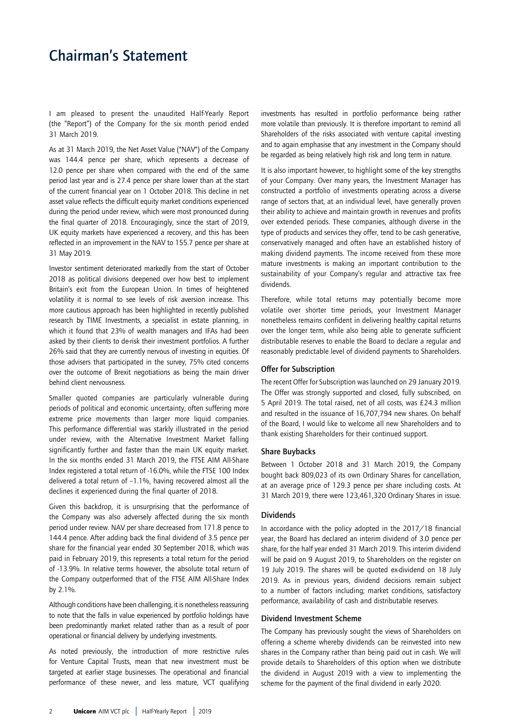# Chairman's Statement

I am pleased to present the unaudited Half-Yearly Report (the "Report") of the Company for the six month period ended 31 March 2019.

As at 31 March 2019, the Net Asset Value ("NAV") of the Company was 144.4 pence per share, which represents a decrease of 12.0 pence per share when compared with the end of the same period last year and is 27.4 pence per share lower than at the start of the current financial year on 1 October 2018. This decline in net asset value reflects the difficult equity market conditions experienced during the period under review, which were most pronounced during the final quarter of 2018. Encouragingly, since the start of 2019, UK equity markets have experienced a recovery, and this has been reflected in an improvement in the NAV to 155.7 pence per share at 31 May 2019.

Investor sentiment deteriorated markedly from the start of October 2018 as political divisions deepened over how best to implement Britain's exit from the European Union. In times of heightened volatility it is normal to see levels of risk aversion increase. This more cautious approach has been highlighted in recently published research by TIME Investments, a specialist in estate planning, in which it found that 23% of wealth managers and IFAs had been asked by their clients to de-risk their investment portfolios. A further 26% said that they are currently nervous of investing in equities. Of those advisers that participated in the survey, 75% cited concerns over the outcome of Brexit negotiations as being the main driver behind client nervousness.

Smaller quoted companies are particularly vulnerable during periods of political and economic uncertainty, often suffering more extreme price movements than larger more liquid companies. This performance differential was starkly illustrated in the period under review, with the Alternative Investment Market falling significantly further and faster than the main UK equity market. In the six months ended 31 March 2019, the FTSE AIM All-Share Index registered a total return of -16.0%, while the FTSE 100 Index delivered a total return of –1.1%, having recovered almost all the declines it experienced during the final quarter of 2018.

Given this backdrop, it is unsurprising that the performance of the Company was also adversely affected during the six month period under review. NAV per share decreased from 171.8 pence to 144.4 pence. After adding back the final dividend of 3.5 pence per share for the financial year ended 30 September 2018, which was paid in February 2019, this represents a total return for the period of -13.9%. In relative terms however, the absolute total return of the Company outperformed that of the FTSE AIM All-Share Index by 2.1%.

Although conditions have been challenging, it is nonetheless reassuring to note that the falls in value experienced by portfolio holdings have been predominantly market related rather than as a result of poor operational or financial delivery by underlying investments.

As noted previously, the introduction of more restrictive rules for Venture Capital Trusts, mean that new investment must be targeted at earlier stage businesses. The operational and financial performance of these newer, and less mature, VCT qualifying investments has resulted in portfolio performance being rather more volatile than previously. It is therefore important to remind all Shareholders of the risks associated with venture capital investing and to again emphasise that any investment in the Company should be regarded as being relatively high risk and long term in nature.

It is also important however, to highlight some of the key strengths of your Company. Over many years, the Investment Manager has constructed a portfolio of investments operating across a diverse range of sectors that, at an individual level, have generally proven their ability to achieve and maintain growth in revenues and profits over extended periods. These companies, although diverse in the type of products and services they offer, tend to be cash generative, conservatively managed and often have an established history of making dividend payments. The income received from these more mature investments is making an important contribution to the sustainability of your Company's regular and attractive tax free dividends.

Therefore, while total returns may potentially become more volatile over shorter time periods, your Investment Manager nonetheless remains confident in delivering healthy capital returns over the longer term, while also being able to generate sufficient distributable reserves to enable the Board to declare a regular and reasonably predictable level of dividend payments to Shareholders.

### Offer for Subscription

The recent Offer for Subscription was launched on 29 January 2019. The Offer was strongly supported and closed, fully subscribed, on 5 April 2019. The total raised, net of all costs, was £24.3 million and resulted in the issuance of 16,707,794 new shares. On behalf of the Board, I would like to welcome all new Shareholders and to thank existing Shareholders for their continued support.

### Share Buybacks

Between 1 October 2018 and 31 March 2019, the Company bought back 809,023 of its own Ordinary Shares for cancellation, at an average price of 129.3 pence per share including costs. At 31 March 2019, there were 123,461,320 Ordinary Shares in issue.

### Dividends

In accordance with the policy adopted in the 2017/18 financial year, the Board has declared an interim dividend of 3.0 pence per share, for the half year ended 31 March 2019. This interim dividend will be paid on 9 August 2019, to Shareholders on the register on 19 July 2019. The shares will be quoted ex-dividend on 18 July 2019. As in previous years, dividend decisions remain subject to a number of factors including; market conditions, satisfactory performance, availability of cash and distributable reserves.

### Dividend Investment Scheme

The Company has previously sought the views of Shareholders on offering a scheme whereby dividends can be reinvested into new shares in the Company rather than being paid out in cash. We will provide details to Shareholders of this option when we distribute the dividend in August 2019 with a view to implementing the scheme for the payment of the final dividend in early 2020.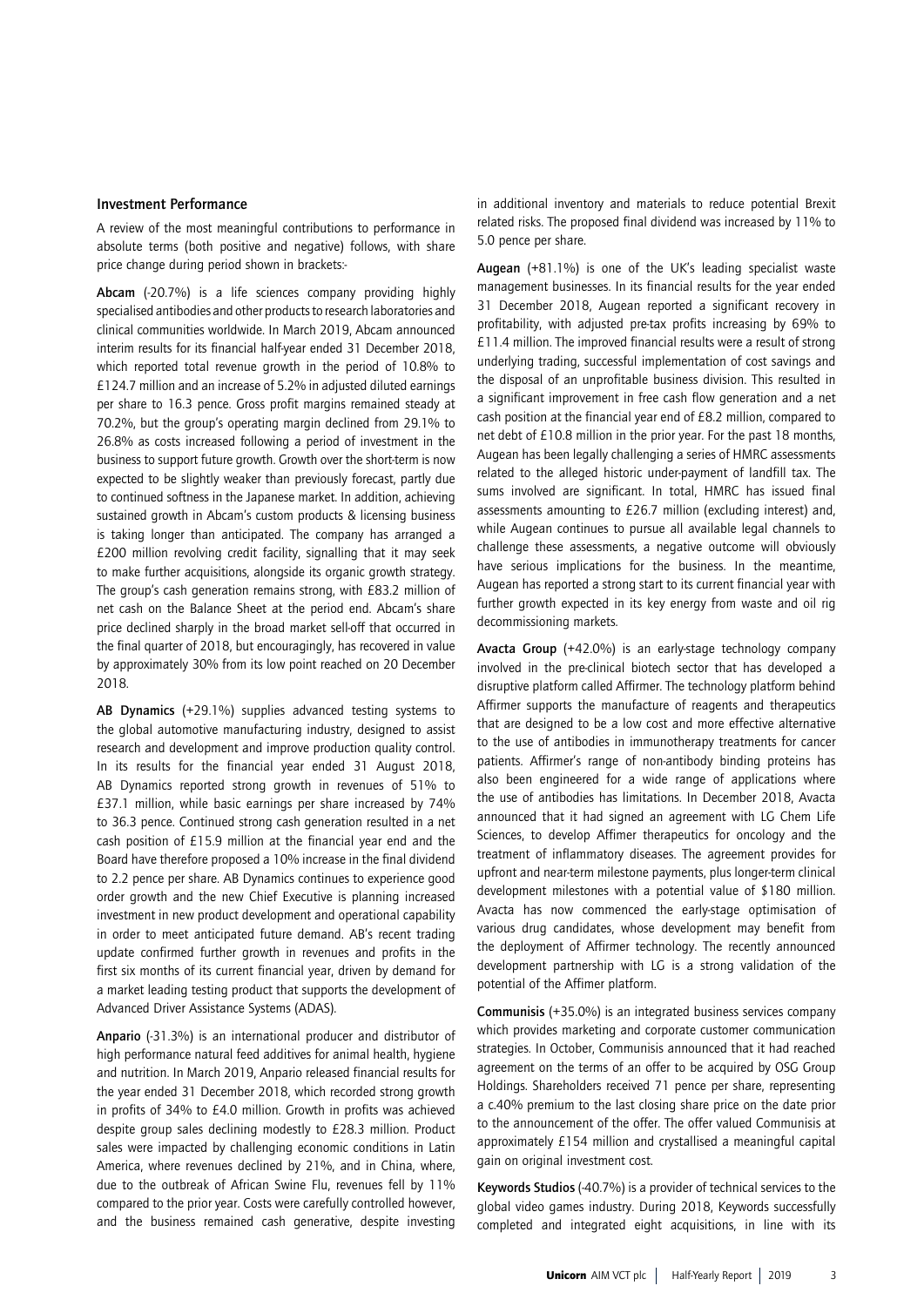### Investment Performance

A review of the most meaningful contributions to performance in absolute terms (both positive and negative) follows, with share price change during period shown in brackets:-

**Abcam** (-20.7%) is a life sciences company providing highly specialised antibodies and other products to research laboratories and clinical communities worldwide. In March 2019, Abcam announced interim results for its financial half-year ended 31 December 2018, which reported total revenue growth in the period of 10.8% to £124.7 million and an increase of 5.2% in adjusted diluted earnings per share to 16.3 pence. Gross profit margins remained steady at 70.2%, but the group's operating margin declined from 29.1% to 26.8% as costs increased following a period of investment in the business to support future growth. Growth over the short-term is now expected to be slightly weaker than previously forecast, partly due to continued softness in the Japanese market. In addition, achieving sustained growth in Abcam's custom products & licensing business is taking longer than anticipated. The company has arranged a £200 million revolving credit facility, signalling that it may seek to make further acquisitions, alongside its organic growth strategy. The group's cash generation remains strong, with £83.2 million of net cash on the Balance Sheet at the period end. Abcam's share price declined sharply in the broad market sell-off that occurred in the final quarter of 2018, but encouragingly, has recovered in value by approximately 30% from its low point reached on 20 December 2018.

**AB Dynamics** (+29.1%) supplies advanced testing systems to the global automotive manufacturing industry, designed to assist research and development and improve production quality control. In its results for the financial year ended 31 August 2018, AB Dynamics reported strong growth in revenues of 51% to £37.1 million, while basic earnings per share increased by 74% to 36.3 pence. Continued strong cash generation resulted in a net cash position of £15.9 million at the financial year end and the Board have therefore proposed a 10% increase in the final dividend to 2.2 pence per share. AB Dynamics continues to experience good order growth and the new Chief Executive is planning increased investment in new product development and operational capability in order to meet anticipated future demand. AB's recent trading update confirmed further growth in revenues and profits in the first six months of its current financial year, driven by demand for a market leading testing product that supports the development of Advanced Driver Assistance Systems (ADAS).

**Anpario** (-31.3%) is an international producer and distributor of high performance natural feed additives for animal health, hygiene and nutrition. In March 2019, Anpario released financial results for the year ended 31 December 2018, which recorded strong growth in profits of 34% to £4.0 million. Growth in profits was achieved despite group sales declining modestly to £28.3 million. Product sales were impacted by challenging economic conditions in Latin America, where revenues declined by 21%, and in China, where, due to the outbreak of African Swine Flu, revenues fell by 11% compared to the prior year. Costs were carefully controlled however, and the business remained cash generative, despite investing in additional inventory and materials to reduce potential Brexit related risks. The proposed final dividend was increased by 11% to 5.0 pence per share.

**Augean** (+81.1%) is one of the UK's leading specialist waste management businesses. In its financial results for the year ended 31 December 2018, Augean reported a significant recovery in profitability, with adjusted pre-tax profits increasing by 69% to £11.4 million. The improved financial results were a result of strong underlying trading, successful implementation of cost savings and the disposal of an unprofitable business division. This resulted in a significant improvement in free cash flow generation and a net cash position at the financial year end of £8.2 million, compared to net debt of £10.8 million in the prior year. For the past 18 months, Augean has been legally challenging a series of HMRC assessments related to the alleged historic under-payment of landfill tax. The sums involved are significant. In total, HMRC has issued final assessments amounting to £26.7 million (excluding interest) and, while Augean continues to pursue all available legal channels to challenge these assessments, a negative outcome will obviously have serious implications for the business. In the meantime, Augean has reported a strong start to its current financial year with further growth expected in its key energy from waste and oil rig decommissioning markets.

**Avacta Group** (+42.0%) is an early-stage technology company involved in the pre-clinical biotech sector that has developed a disruptive platform called Affirmer. The technology platform behind Affirmer supports the manufacture of reagents and therapeutics that are designed to be a low cost and more effective alternative to the use of antibodies in immunotherapy treatments for cancer patients. Affirmer's range of non-antibody binding proteins has also been engineered for a wide range of applications where the use of antibodies has limitations. In December 2018, Avacta announced that it had signed an agreement with LG Chem Life Sciences, to develop Affimer therapeutics for oncology and the treatment of inflammatory diseases. The agreement provides for upfront and near-term milestone payments, plus longer-term clinical development milestones with a potential value of $180 million. Avacta has now commenced the early-stage optimisation of various drug candidates, whose development may benefit from the deployment of Affirmer technology. The recently announced development partnership with LG is a strong validation of the potential of the Affimer platform.

**Communisis** (+35.0%) is an integrated business services company which provides marketing and corporate customer communication strategies. In October, Communisis announced that it had reached agreement on the terms of an offer to be acquired by OSG Group Holdings. Shareholders received 71 pence per share, representing a c.40% premium to the last closing share price on the date prior to the announcement of the offer. The offer valued Communisis at approximately £154 million and crystallised a meaningful capital gain on original investment cost.

**Keywords Studios** (-40.7%) is a provider of technical services to the global video games industry. During 2018, Keywords successfully completed and integrated eight acquisitions, in line with its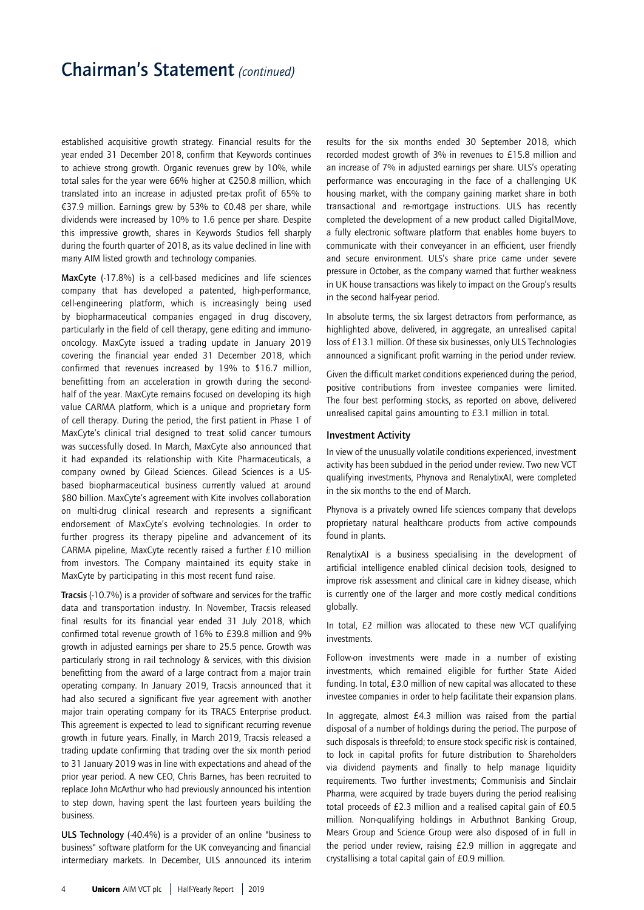# Chairman's Statement *(continued)*

established acquisitive growth strategy. Financial results for the year ended 31 December 2018, confirm that Keywords continues to achieve strong growth. Organic revenues grew by 10%, while total sales for the year were 66% higher at €250.8 million, which translated into an increase in adjusted pre-tax profit of 65% to €37.9 million. Earnings grew by 53% to €0.48 per share, while dividends were increased by 10% to 1.6 pence per share. Despite this impressive growth, shares in Keywords Studios fell sharply during the fourth quarter of 2018, as its value declined in line with many AIM listed growth and technology companies.

**MaxCyte** (-17.8%) is a cell-based medicines and life sciences company that has developed a patented, high-performance, cell-engineering platform, which is increasingly being used by biopharmaceutical companies engaged in drug discovery, particularly in the field of cell therapy, gene editing and immuno-oncology. MaxCyte issued a trading update in January 2019 covering the financial year ended 31 December 2018, which confirmed that revenues increased by 19% to $16.7 million, benefitting from an acceleration in growth during the second-half of the year. MaxCyte remains focused on developing its high value CARMA platform, which is a unique and proprietary form of cell therapy. During the period, the first patient in Phase 1 of MaxCyte's clinical trial designed to treat solid cancer tumours was successfully dosed. In March, MaxCyte also announced that it had expanded its relationship with Kite Pharmaceuticals, a company owned by Gilead Sciences. Gilead Sciences is a US-based biopharmaceutical business currently valued at around $80 billion. MaxCyte's agreement with Kite involves collaboration on multi-drug clinical research and represents a significant endorsement of MaxCyte's evolving technologies. In order to further progress its therapy pipeline and advancement of its CARMA pipeline, MaxCyte recently raised a further £10 million from investors. The Company maintained its equity stake in MaxCyte by participating in this most recent fund raise.

**Tracsis** (-10.7%) is a provider of software and services for the traffic data and transportation industry. In November, Tracsis released final results for its financial year ended 31 July 2018, which confirmed total revenue growth of 16% to £39.8 million and 9% growth in adjusted earnings per share to 25.5 pence. Growth was particularly strong in rail technology & services, with this division benefitting from the award of a large contract from a major train operating company. In January 2019, Tracsis announced that it had also secured a significant five year agreement with another major train operating company for its TRACS Enterprise product. This agreement is expected to lead to significant recurring revenue growth in future years. Finally, in March 2019, Tracsis released a trading update confirming that trading over the six month period to 31 January 2019 was in line with expectations and ahead of the prior year period. A new CEO, Chris Barnes, has been recruited to replace John McArthur who had previously announced his intention to step down, having spent the last fourteen years building the business.

**ULS Technology** (-40.4%) is a provider of an online "business to business" software platform for the UK conveyancing and financial intermediary markets. In December, ULS announced its interim results for the six months ended 30 September 2018, which recorded modest growth of 3% in revenues to £15.8 million and an increase of 7% in adjusted earnings per share. ULS's operating performance was encouraging in the face of a challenging UK housing market, with the company gaining market share in both transactional and re-mortgage instructions. ULS has recently completed the development of a new product called DigitalMove, a fully electronic software platform that enables home buyers to communicate with their conveyancer in an efficient, user friendly and secure environment. ULS's share price came under severe pressure in October, as the company warned that further weakness in UK house transactions was likely to impact on the Group's results in the second half-year period.

In absolute terms, the six largest detractors from performance, as highlighted above, delivered, in aggregate, an unrealised capital loss of £13.1 million. Of these six businesses, only ULS Technologies announced a significant profit warning in the period under review.

Given the difficult market conditions experienced during the period, positive contributions from investee companies were limited. The four best performing stocks, as reported on above, delivered unrealised capital gains amounting to £3.1 million in total.

### Investment Activity

In view of the unusually volatile conditions experienced, investment activity has been subdued in the period under review. Two new VCT qualifying investments, Phynova and RenalytixAI, were completed in the six months to the end of March.

Phynova is a privately owned life sciences company that develops proprietary natural healthcare products from active compounds found in plants.

RenalytixAI is a business specialising in the development of artificial intelligence enabled clinical decision tools, designed to improve risk assessment and clinical care in kidney disease, which is currently one of the larger and more costly medical conditions globally.

In total, £2 million was allocated to these new VCT qualifying investments.

Follow-on investments were made in a number of existing investments, which remained eligible for further State Aided funding. In total, £3.0 million of new capital was allocated to these investee companies in order to help facilitate their expansion plans.

In aggregate, almost £4.3 million was raised from the partial disposal of a number of holdings during the period. The purpose of such disposals is threefold; to ensure stock specific risk is contained, to lock in capital profits for future distribution to Shareholders via dividend payments and finally to help manage liquidity requirements. Two further investments; Communisis and Sinclair Pharma, were acquired by trade buyers during the period realising total proceeds of £2.3 million and a realised capital gain of £0.5 million. Non-qualifying holdings in Arbuthnot Banking Group, Mears Group and Science Group were also disposed of in full in the period under review, raising £2.9 million in aggregate and crystallising a total capital gain of £0.9 million.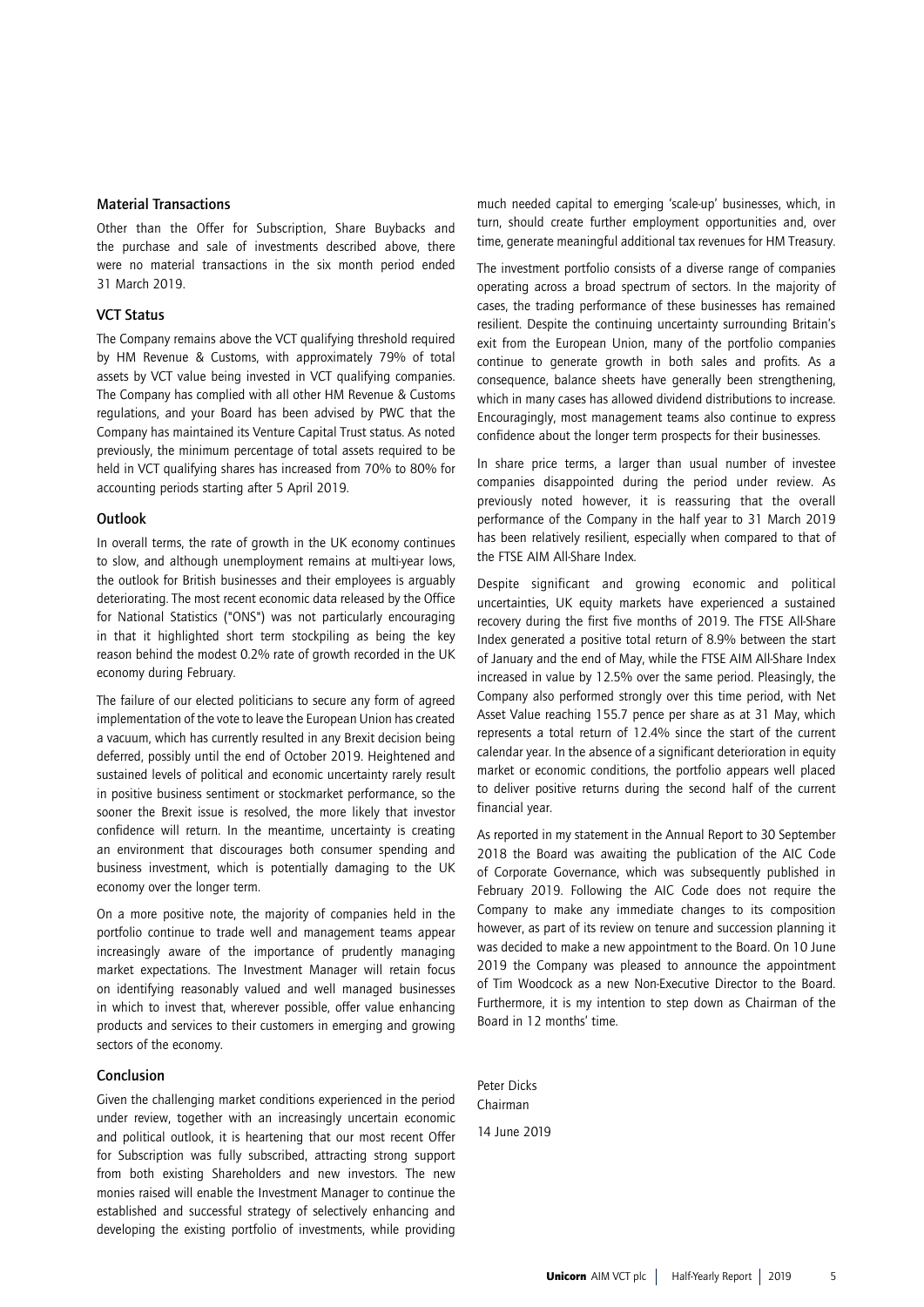### Material Transactions

Other than the Offer for Subscription, Share Buybacks and the purchase and sale of investments described above, there were no material transactions in the six month period ended 31 March 2019.

### VCT Status

The Company remains above the VCT qualifying threshold required by HM Revenue & Customs, with approximately 79% of total assets by VCT value being invested in VCT qualifying companies. The Company has complied with all other HM Revenue & Customs regulations, and your Board has been advised by PWC that the Company has maintained its Venture Capital Trust status. As noted previously, the minimum percentage of total assets required to be held in VCT qualifying shares has increased from 70% to 80% for accounting periods starting after 5 April 2019.

### Outlook

In overall terms, the rate of growth in the UK economy continues to slow, and although unemployment remains at multi-year lows, the outlook for British businesses and their employees is arguably deteriorating. The most recent economic data released by the Office for National Statistics ("ONS") was not particularly encouraging in that it highlighted short term stockpiling as being the key reason behind the modest 0.2% rate of growth recorded in the UK economy during February.

The failure of our elected politicians to secure any form of agreed implementation of the vote to leave the European Union has created a vacuum, which has currently resulted in any Brexit decision being deferred, possibly until the end of October 2019. Heightened and sustained levels of political and economic uncertainty rarely result in positive business sentiment or stockmarket performance, so the sooner the Brexit issue is resolved, the more likely that investor confidence will return. In the meantime, uncertainty is creating an environment that discourages both consumer spending and business investment, which is potentially damaging to the UK economy over the longer term.

On a more positive note, the majority of companies held in the portfolio continue to trade well and management teams appear increasingly aware of the importance of prudently managing market expectations. The Investment Manager will retain focus on identifying reasonably valued and well managed businesses in which to invest that, wherever possible, offer value enhancing products and services to their customers in emerging and growing sectors of the economy.

### Conclusion

Given the challenging market conditions experienced in the period under review, together with an increasingly uncertain economic and political outlook, it is heartening that our most recent Offer for Subscription was fully subscribed, attracting strong support from both existing Shareholders and new investors. The new monies raised will enable the Investment Manager to continue the established and successful strategy of selectively enhancing and developing the existing portfolio of investments, while providing much needed capital to emerging 'scale-up' businesses, which, in turn, should create further employment opportunities and, over time, generate meaningful additional tax revenues for HM Treasury.

The investment portfolio consists of a diverse range of companies operating across a broad spectrum of sectors. In the majority of cases, the trading performance of these businesses has remained resilient. Despite the continuing uncertainty surrounding Britain's exit from the European Union, many of the portfolio companies continue to generate growth in both sales and profits. As a consequence, balance sheets have generally been strengthening, which in many cases has allowed dividend distributions to increase. Encouragingly, most management teams also continue to express confidence about the longer term prospects for their businesses.

In share price terms, a larger than usual number of investee companies disappointed during the period under review. As previously noted however, it is reassuring that the overall performance of the Company in the half year to 31 March 2019 has been relatively resilient, especially when compared to that of the FTSE AIM All-Share Index.

Despite significant and growing economic and political uncertainties, UK equity markets have experienced a sustained recovery during the first five months of 2019. The FTSE All-Share Index generated a positive total return of 8.9% between the start of January and the end of May, while the FTSE AIM All-Share Index increased in value by 12.5% over the same period. Pleasingly, the Company also performed strongly over this time period, with Net Asset Value reaching 155.7 pence per share as at 31 May, which represents a total return of 12.4% since the start of the current calendar year. In the absence of a significant deterioration in equity market or economic conditions, the portfolio appears well placed to deliver positive returns during the second half of the current financial year.

As reported in my statement in the Annual Report to 30 September 2018 the Board was awaiting the publication of the AIC Code of Corporate Governance, which was subsequently published in February 2019. Following the AIC Code does not require the Company to make any immediate changes to its composition however, as part of its review on tenure and succession planning it was decided to make a new appointment to the Board. On 10 June 2019 the Company was pleased to announce the appointment of Tim Woodcock as a new Non-Executive Director to the Board. Furthermore, it is my intention to step down as Chairman of the Board in 12 months' time.

Peter Dicks
Chairman

14 June 2019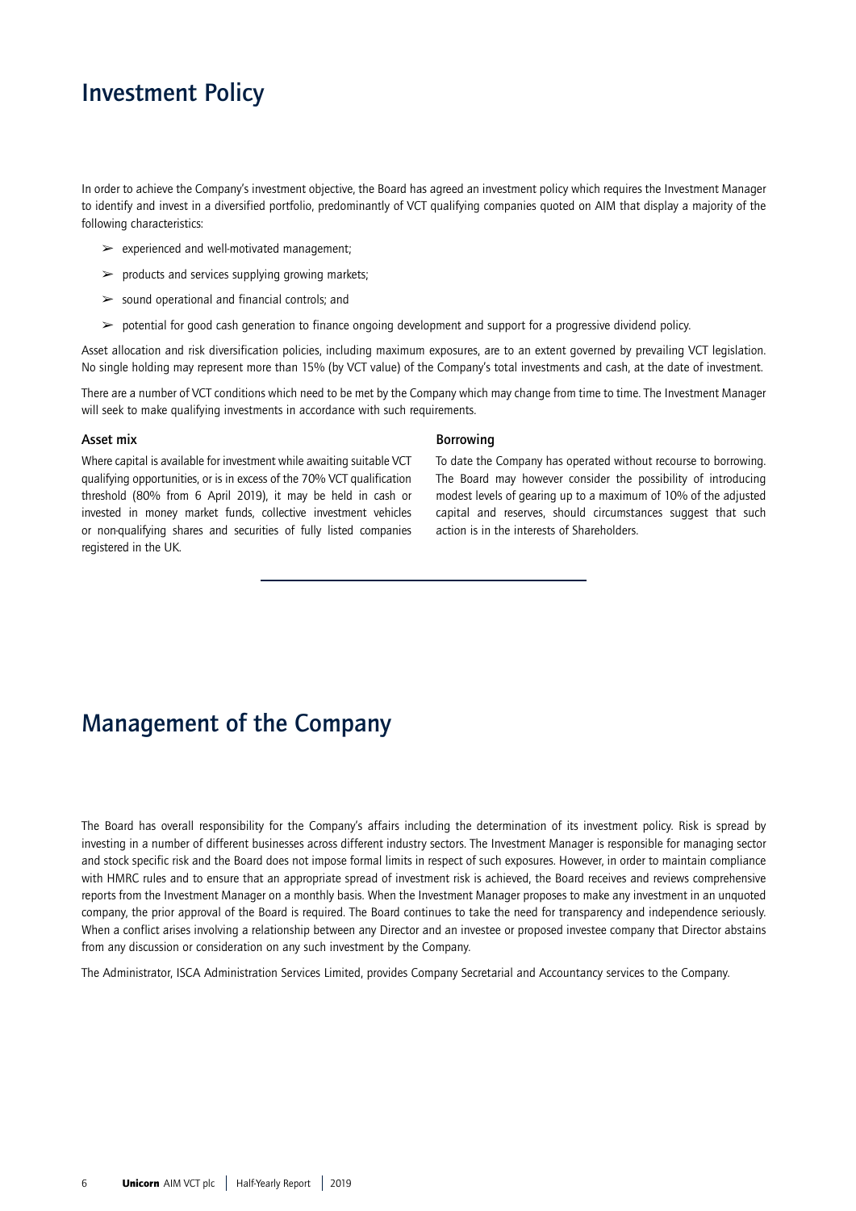# Investment Policy

In order to achieve the Company's investment objective, the Board has agreed an investment policy which requires the Investment Manager to identify and invest in a diversified portfolio, predominantly of VCT qualifying companies quoted on AIM that display a majority of the following characteristics:

- experienced and well-motivated management;
- products and services supplying growing markets;
- sound operational and financial controls; and
- potential for good cash generation to finance ongoing development and support for a progressive dividend policy.

Asset allocation and risk diversification policies, including maximum exposures, are to an extent governed by prevailing VCT legislation. No single holding may represent more than 15% (by VCT value) of the Company's total investments and cash, at the date of investment.

There are a number of VCT conditions which need to be met by the Company which may change from time to time. The Investment Manager will seek to make qualifying investments in accordance with such requirements.

### Asset mix

Where capital is available for investment while awaiting suitable VCT qualifying opportunities, or is in excess of the 70% VCT qualification threshold (80% from 6 April 2019), it may be held in cash or invested in money market funds, collective investment vehicles or non-qualifying shares and securities of fully listed companies registered in the UK.

### Borrowing

To date the Company has operated without recourse to borrowing. The Board may however consider the possibility of introducing modest levels of gearing up to a maximum of 10% of the adjusted capital and reserves, should circumstances suggest that such action is in the interests of Shareholders.

# Management of the Company

The Board has overall responsibility for the Company's affairs including the determination of its investment policy. Risk is spread by investing in a number of different businesses across different industry sectors. The Investment Manager is responsible for managing sector and stock specific risk and the Board does not impose formal limits in respect of such exposures. However, in order to maintain compliance with HMRC rules and to ensure that an appropriate spread of investment risk is achieved, the Board receives and reviews comprehensive reports from the Investment Manager on a monthly basis. When the Investment Manager proposes to make any investment in an unquoted company, the prior approval of the Board is required. The Board continues to take the need for transparency and independence seriously. When a conflict arises involving a relationship between any Director and an investee or proposed investee company that Director abstains from any discussion or consideration on any such investment by the Company.

The Administrator, ISCA Administration Services Limited, provides Company Secretarial and Accountancy services to the Company.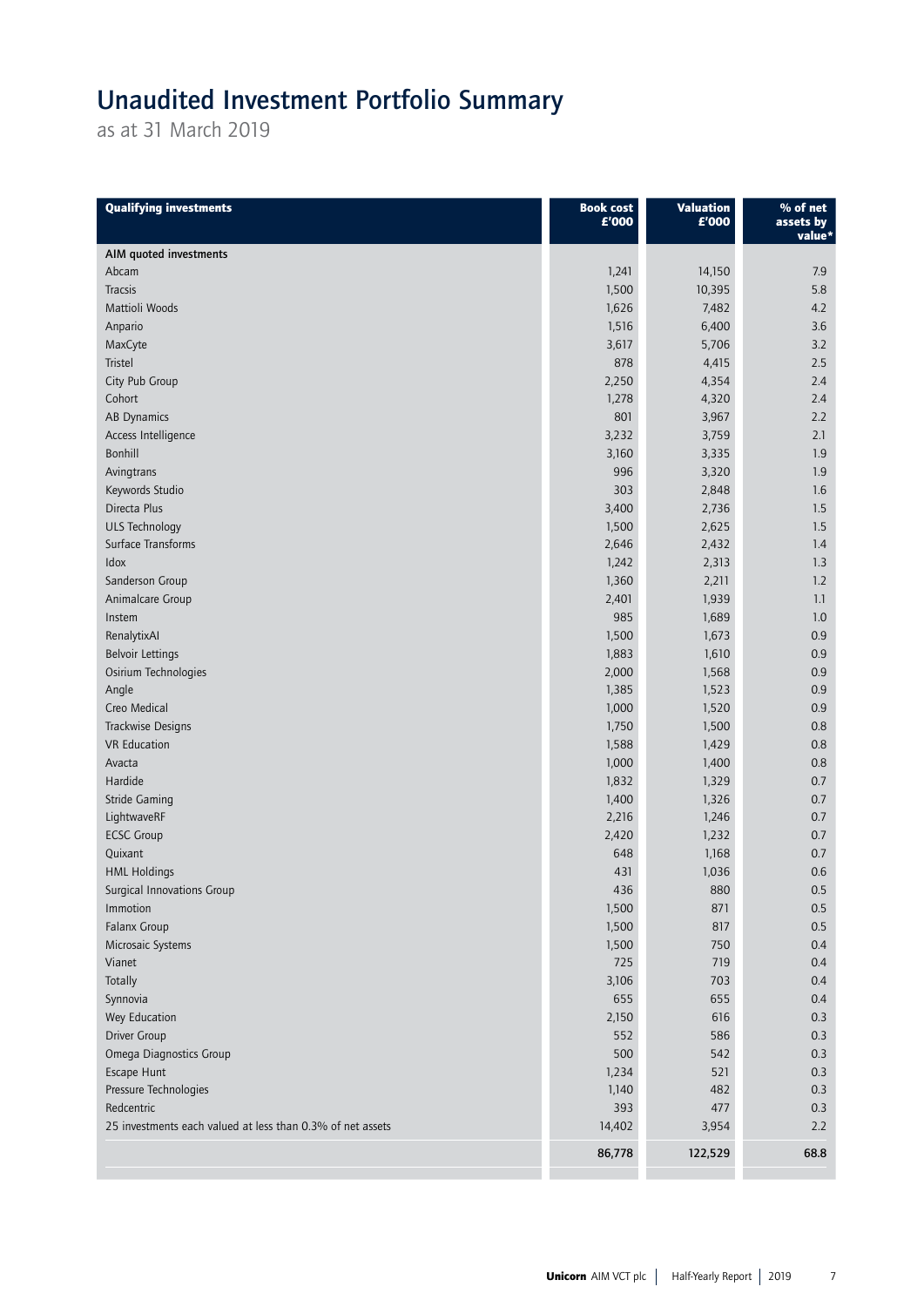# Unaudited Investment Portfolio Summary

as at 31 March 2019

| Qualifying investments | Book cost £'000 | Valuation £'000 | % of net assets by value* |
|---|---|---|---|
| **AIM quoted investments** | | | |
| Abcam | 1,241 | 14,150 | 7.9 |
| Tracsis | 1,500 | 10,395 | 5.8 |
| Mattioli Woods | 1,626 | 7,482 | 4.2 |
| Anpario | 1,516 | 6,400 | 3.6 |
| MaxCyte | 3,617 | 5,706 | 3.2 |
| Tristel | 878 | 4,415 | 2.5 |
| City Pub Group | 2,250 | 4,354 | 2.4 |
| Cohort | 1,278 | 4,320 | 2.4 |
| AB Dynamics | 801 | 3,967 | 2.2 |
| Access Intelligence | 3,232 | 3,759 | 2.1 |
| Bonhill | 3,160 | 3,335 | 1.9 |
| Avingtrans | 996 | 3,320 | 1.9 |
| Keywords Studio | 303 | 2,848 | 1.6 |
| Directa Plus | 3,400 | 2,736 | 1.5 |
| ULS Technology | 1,500 | 2,625 | 1.5 |
| Surface Transforms | 2,646 | 2,432 | 1.4 |
| Idox | 1,242 | 2,313 | 1.3 |
| Sanderson Group | 1,360 | 2,211 | 1.2 |
| Animalcare Group | 2,401 | 1,939 | 1.1 |
| Instem | 985 | 1,689 | 1.0 |
| RenalytixAI | 1,500 | 1,673 | 0.9 |
| Belvoir Lettings | 1,883 | 1,610 | 0.9 |
| Osirium Technologies | 2,000 | 1,568 | 0.9 |
| Angle | 1,385 | 1,523 | 0.9 |
| Creo Medical | 1,000 | 1,520 | 0.9 |
| Trackwise Designs | 1,750 | 1,500 | 0.8 |
| VR Education | 1,588 | 1,429 | 0.8 |
| Avacta | 1,000 | 1,400 | 0.8 |
| Hardide | 1,832 | 1,329 | 0.7 |
| Stride Gaming | 1,400 | 1,326 | 0.7 |
| LightwaveRF | 2,216 | 1,246 | 0.7 |
| ECSC Group | 2,420 | 1,232 | 0.7 |
| Quixant | 648 | 1,168 | 0.7 |
| HML Holdings | 431 | 1,036 | 0.6 |
| Surgical Innovations Group | 436 | 880 | 0.5 |
| Immotion | 1,500 | 871 | 0.5 |
| Falanx Group | 1,500 | 817 | 0.5 |
| Microsaic Systems | 1,500 | 750 | 0.4 |
| Vianet | 725 | 719 | 0.4 |
| Totally | 3,106 | 703 | 0.4 |
| Synnovia | 655 | 655 | 0.4 |
| Wey Education | 2,150 | 616 | 0.3 |
| Driver Group | 552 | 586 | 0.3 |
| Omega Diagnostics Group | 500 | 542 | 0.3 |
| Escape Hunt | 1,234 | 521 | 0.3 |
| Pressure Technologies | 1,140 | 482 | 0.3 |
| Redcentric | 393 | 477 | 0.3 |
| 25 investments each valued at less than 0.3% of net assets | 14,402 | 3,954 | 2.2 |
| | **86,778** | **122,529** | **68.8** |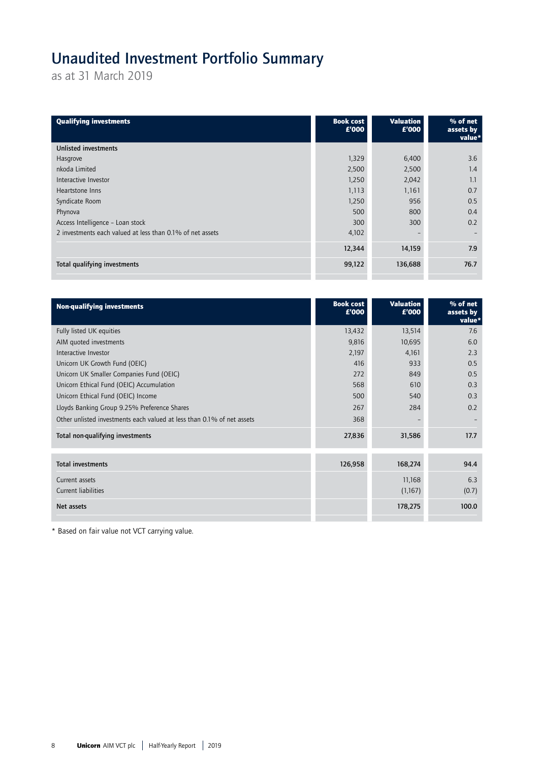# Unaudited Investment Portfolio Summary

as at 31 March 2019

| Qualifying investments | Book cost £'000 | Valuation £'000 | % of net assets by value* |
|---|---|---|---|
| **Unlisted investments** | | | |
| Hasgrove | 1,329 | 6,400 | 3.6 |
| nkoda Limited | 2,500 | 2,500 | 1.4 |
| Interactive Investor | 1,250 | 2,042 | 1.1 |
| Heartstone Inns | 1,113 | 1,161 | 0.7 |
| Syndicate Room | 1,250 | 956 | 0.5 |
| Phynova | 500 | 800 | 0.4 |
| Access Intelligence – Loan stock | 300 | 300 | 0.2 |
| 2 investments each valued at less than 0.1% of net assets | 4,102 | – | – |
| | **12,344** | **14,159** | **7.9** |
| **Total qualifying investments** | **99,122** | **136,688** | **76.7** |

| Non-qualifying investments | Book cost £'000 | Valuation £'000 | % of net assets by value* |
|---|---|---|---|
| Fully listed UK equities | 13,432 | 13,514 | 7.6 |
| AIM quoted investments | 9,816 | 10,695 | 6.0 |
| Interactive Investor | 2,197 | 4,161 | 2.3 |
| Unicorn UK Growth Fund (OEIC) | 416 | 933 | 0.5 |
| Unicorn UK Smaller Companies Fund (OEIC) | 272 | 849 | 0.5 |
| Unicorn Ethical Fund (OEIC) Accumulation | 568 | 610 | 0.3 |
| Unicorn Ethical Fund (OEIC) Income | 500 | 540 | 0.3 |
| Lloyds Banking Group 9.25% Preference Shares | 267 | 284 | 0.2 |
| Other unlisted investments each valued at less than 0.1% of net assets | 368 | – | – |
| **Total non-qualifying investments** | **27,836** | **31,586** | **17.7** |
| **Total investments** | **126,958** | **168,274** | **94.4** |
| Current assets | | 11,168 | 6.3 |
| Current liabilities | | (1,167) | (0.7) |
| **Net assets** | | **178,275** | **100.0** |

\* Based on fair value not VCT carrying value.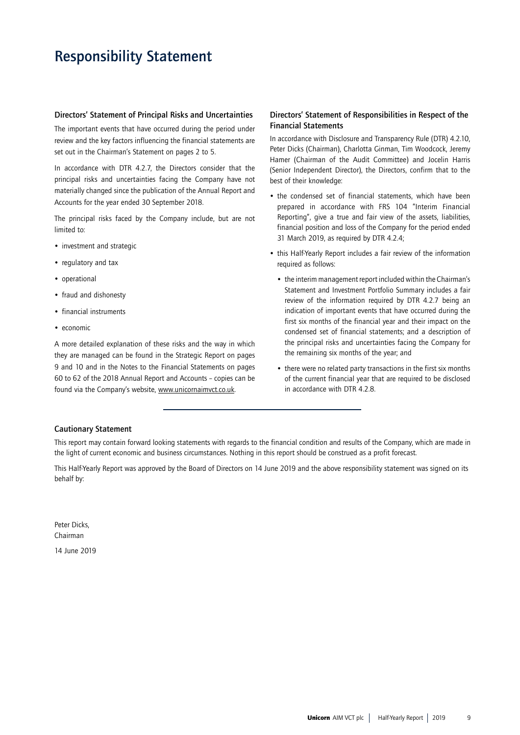# Responsibility Statement

### Directors' Statement of Principal Risks and Uncertainties

The important events that have occurred during the period under review and the key factors influencing the financial statements are set out in the Chairman's Statement on pages 2 to 5.

In accordance with DTR 4.2.7, the Directors consider that the principal risks and uncertainties facing the Company have not materially changed since the publication of the Annual Report and Accounts for the year ended 30 September 2018.

The principal risks faced by the Company include, but are not limited to:

- investment and strategic
- regulatory and tax
- operational
- fraud and dishonesty
- financial instruments
- economic

A more detailed explanation of these risks and the way in which they are managed can be found in the Strategic Report on pages 9 and 10 and in the Notes to the Financial Statements on pages 60 to 62 of the 2018 Annual Report and Accounts – copies can be found via the Company's website, www.unicornaimvct.co.uk.

### Directors' Statement of Responsibilities in Respect of the Financial Statements

In accordance with Disclosure and Transparency Rule (DTR) 4.2.10, Peter Dicks (Chairman), Charlotta Ginman, Tim Woodcock, Jeremy Hamer (Chairman of the Audit Committee) and Jocelin Harris (Senior Independent Director), the Directors, confirm that to the best of their knowledge:

- the condensed set of financial statements, which have been prepared in accordance with FRS 104 "Interim Financial Reporting", give a true and fair view of the assets, liabilities, financial position and loss of the Company for the period ended 31 March 2019, as required by DTR 4.2.4;
- this Half-Yearly Report includes a fair review of the information required as follows:
  - the interim management report included within the Chairman's Statement and Investment Portfolio Summary includes a fair review of the information required by DTR 4.2.7 being an indication of important events that have occurred during the first six months of the financial year and their impact on the condensed set of financial statements; and a description of the principal risks and uncertainties facing the Company for the remaining six months of the year; and
  - there were no related party transactions in the first six months of the current financial year that are required to be disclosed in accordance with DTR 4.2.8.

### Cautionary Statement

This report may contain forward looking statements with regards to the financial condition and results of the Company, which are made in the light of current economic and business circumstances. Nothing in this report should be construed as a profit forecast.

This Half-Yearly Report was approved by the Board of Directors on 14 June 2019 and the above responsibility statement was signed on its behalf by:

Peter Dicks,
Chairman

14 June 2019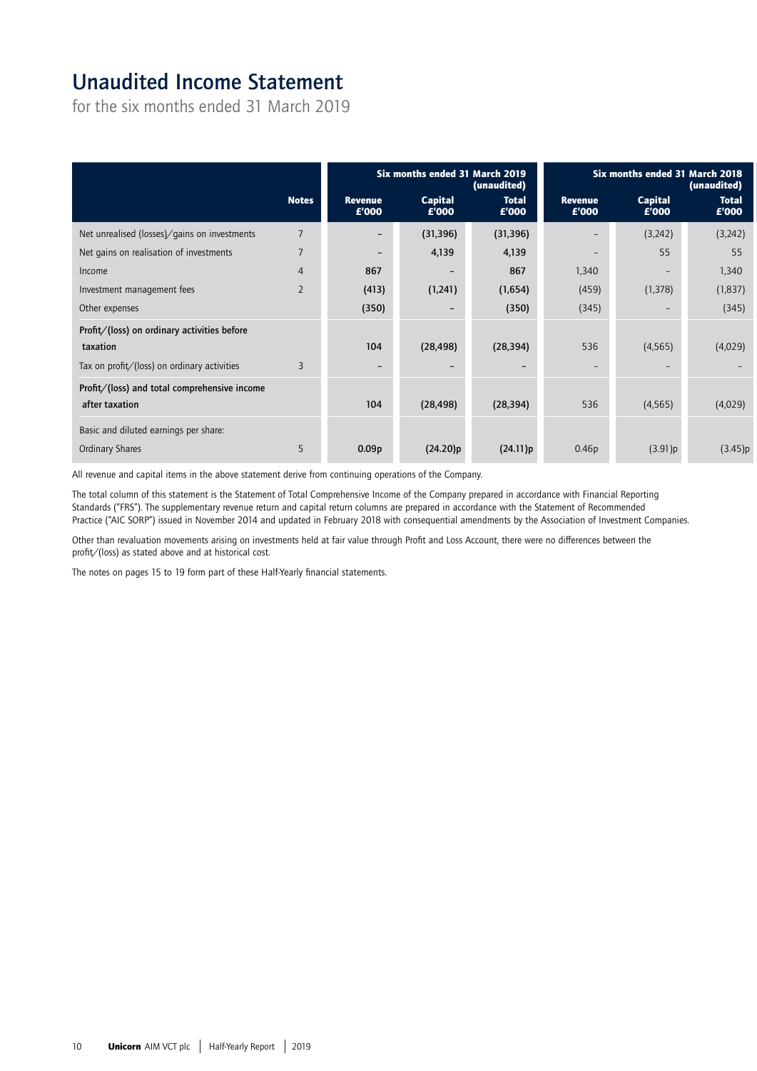# Unaudited Income Statement

for the six months ended 31 March 2019

| | Notes | Six months ended 31 March 2019 (unaudited) | | | Six months ended 31 March 2018 (unaudited) | | |
|---|---|---|---|---|---|---|---|
| | | Revenue £'000 | Capital £'000 | Total £'000 | Revenue £'000 | Capital £'000 | Total £'000 |
| Net unrealised (losses)/gains on investments | 7 | – | (31,396) | (31,396) | – | (3,242) | (3,242) |
| Net gains on realisation of investments | 7 | – | 4,139 | 4,139 | – | 55 | 55 |
| Income | 4 | 867 | – | 867 | 1,340 | – | 1,340 |
| Investment management fees | 2 | (413) | (1,241) | (1,654) | (459) | (1,378) | (1,837) |
| Other expenses | | (350) | – | (350) | (345) | – | (345) |
| Profit/(loss) on ordinary activities before taxation | | 104 | (28,498) | (28,394) | 536 | (4,565) | (4,029) |
| Tax on profit/(loss) on ordinary activities | 3 | – | – | – | – | – | – |
| Profit/(loss) and total comprehensive income after taxation | | 104 | (28,498) | (28,394) | 536 | (4,565) | (4,029) |
| Basic and diluted earnings per share: | | | | | | | |
| Ordinary Shares | 5 | 0.09p | (24.20)p | (24.11)p | 0.46p | (3.91)p | (3.45)p |

All revenue and capital items in the above statement derive from continuing operations of the Company.

The total column of this statement is the Statement of Total Comprehensive Income of the Company prepared in accordance with Financial Reporting Standards ("FRS"). The supplementary revenue return and capital return columns are prepared in accordance with the Statement of Recommended Practice ("AIC SORP") issued in November 2014 and updated in February 2018 with consequential amendments by the Association of Investment Companies.

Other than revaluation movements arising on investments held at fair value through Profit and Loss Account, there were no differences between the profit/(loss) as stated above and at historical cost.

The notes on pages 15 to 19 form part of these Half-Yearly financial statements.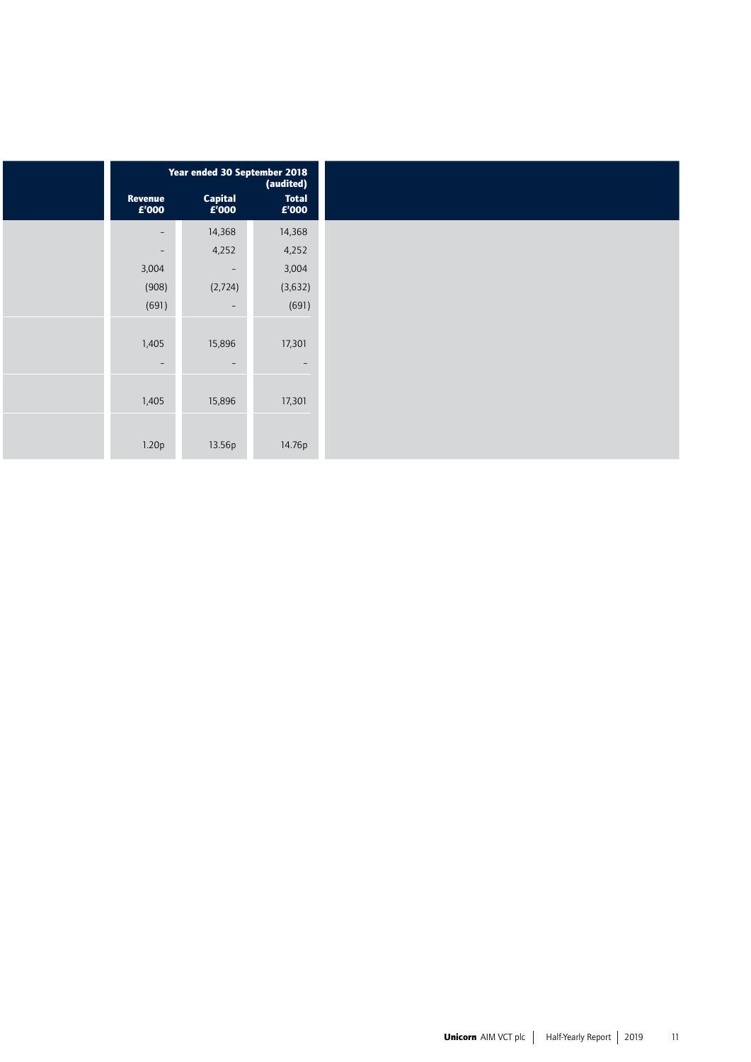| | Year ended 30 September 2018 (audited) | | |
|---|---|---|---|
| | Revenue £'000 | Capital £'000 | Total £'000 |
| | – | 14,368 | 14,368 |
| | – | 4,252 | 4,252 |
| | 3,004 | – | 3,004 |
| | (908) | (2,724) | (3,632) |
| | (691) | – | (691) |
| | 1,405 | 15,896 | 17,301 |
| | – | – | – |
| | 1,405 | 15,896 | 17,301 |
| | 1.20p | 13.56p | 14.76p |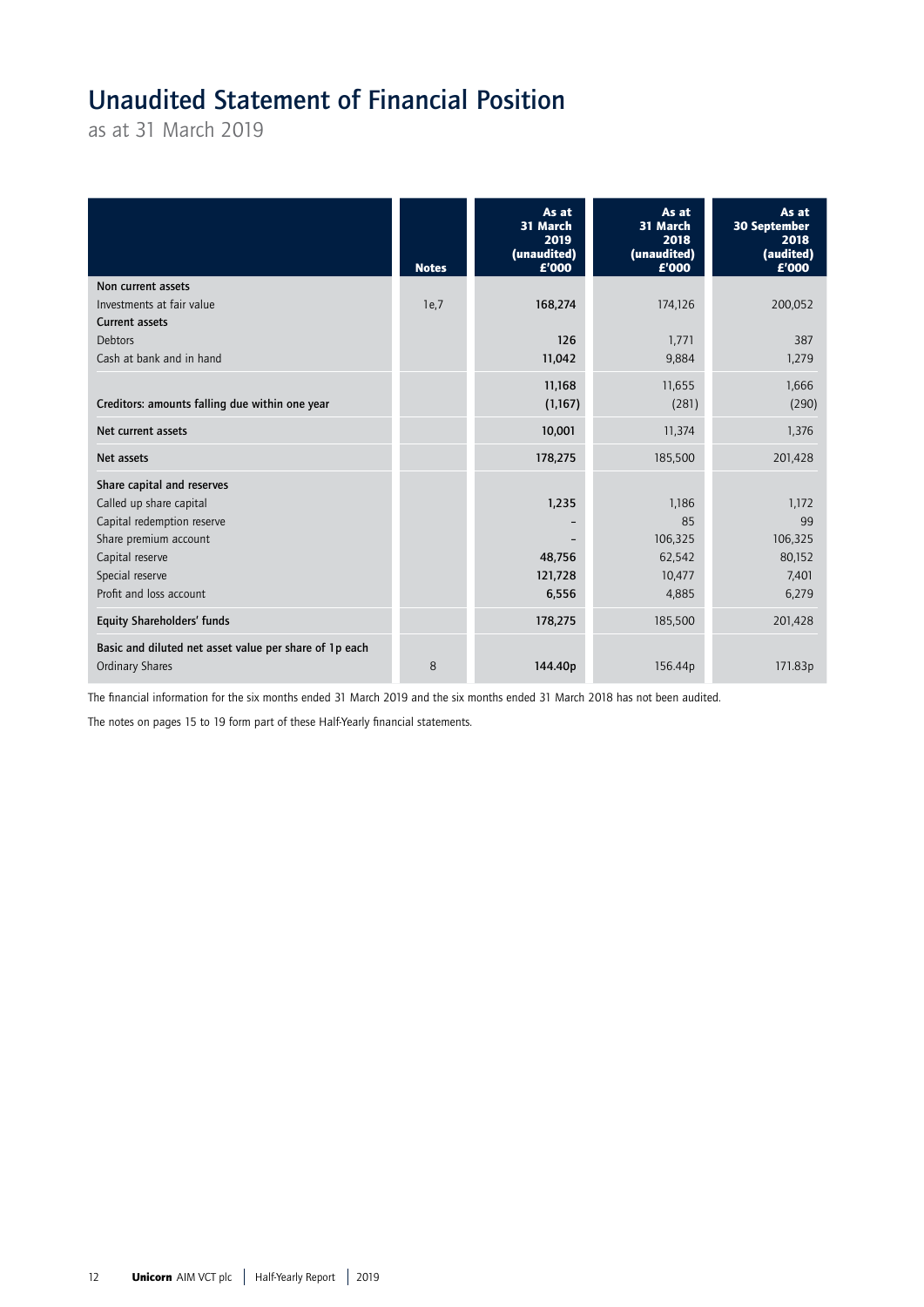# Unaudited Statement of Financial Position

as at 31 March 2019

| | Notes | As at 31 March 2019 (unaudited) £'000 | As at 31 March 2018 (unaudited) £'000 | As at 30 September 2018 (audited) £'000 |
|---|---|---|---|---|
| **Non current assets** | | | | |
| Investments at fair value | 1e,7 | **168,274** | 174,126 | 200,052 |
| **Current assets** | | | | |
| Debtors | | **126** | 1,771 | 387 |
| Cash at bank and in hand | | **11,042** | 9,884 | 1,279 |
| | | **11,168** | 11,655 | 1,666 |
| **Creditors: amounts falling due within one year** | | **(1,167)** | (281) | (290) |
| **Net current assets** | | **10,001** | 11,374 | 1,376 |
| **Net assets** | | **178,275** | 185,500 | 201,428 |
| **Share capital and reserves** | | | | |
| Called up share capital | | **1,235** | 1,186 | 1,172 |
| Capital redemption reserve | | **–** | 85 | 99 |
| Share premium account | | **–** | 106,325 | 106,325 |
| Capital reserve | | **48,756** | 62,542 | 80,152 |
| Special reserve | | **121,728** | 10,477 | 7,401 |
| Profit and loss account | | **6,556** | 4,885 | 6,279 |
| **Equity Shareholders' funds** | | **178,275** | 185,500 | 201,428 |
| **Basic and diluted net asset value per share of 1p each** Ordinary Shares | 8 | **144.40p** | 156.44p | 171.83p |

The financial information for the six months ended 31 March 2019 and the six months ended 31 March 2018 has not been audited.

The notes on pages 15 to 19 form part of these Half-Yearly financial statements.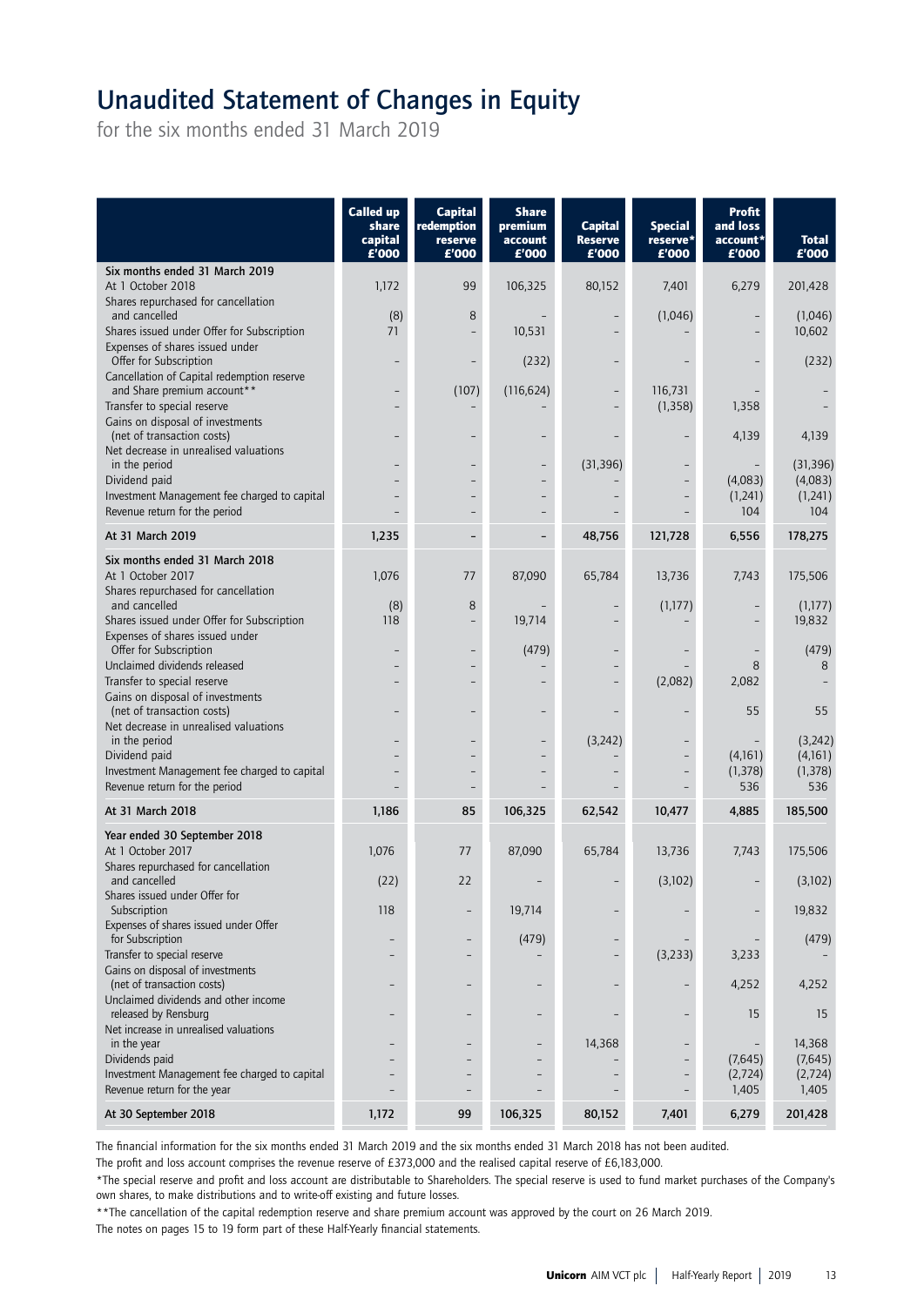# Unaudited Statement of Changes in Equity

for the six months ended 31 March 2019

| | Called up share capital £'000 | Capital redemption reserve £'000 | Share premium account £'000 | Capital Reserve £'000 | Special reserve* £'000 | Profit and loss account* £'000 | Total £'000 |
|---|---|---|---|---|---|---|---|
| **Six months ended 31 March 2019** | | | | | | | |
| At 1 October 2018 | 1,172 | 99 | 106,325 | 80,152 | 7,401 | 6,279 | 201,428 |
| Shares repurchased for cancellation and cancelled | (8) | 8 | – | – | (1,046) | – | (1,046) |
| Shares issued under Offer for Subscription | 71 | – | 10,531 | – | – | – | 10,602 |
| Expenses of shares issued under Offer for Subscription | – | – | (232) | – | – | – | (232) |
| Cancellation of Capital redemption reserve and Share premium account** | – | (107) | (116,624) | – | 116,731 | – | – |
| Transfer to special reserve | – | – | – | – | (1,358) | 1,358 | – |
| Gains on disposal of investments (net of transaction costs) | – | – | – | – | – | 4,139 | 4,139 |
| Net decrease in unrealised valuations in the period | – | – | – | (31,396) | – | – | (31,396) |
| Dividend paid | – | – | – | – | – | (4,083) | (4,083) |
| Investment Management fee charged to capital | – | – | – | – | – | (1,241) | (1,241) |
| Revenue return for the period | – | – | – | – | – | 104 | 104 |
| **At 31 March 2019** | **1,235** | **–** | **–** | **48,756** | **121,728** | **6,556** | **178,275** |
| **Six months ended 31 March 2018** | | | | | | | |
| At 1 October 2017 | 1,076 | 77 | 87,090 | 65,784 | 13,736 | 7,743 | 175,506 |
| Shares repurchased for cancellation and cancelled | (8) | 8 | – | – | (1,177) | – | (1,177) |
| Shares issued under Offer for Subscription | 118 | – | 19,714 | – | – | – | 19,832 |
| Expenses of shares issued under Offer for Subscription | – | – | (479) | – | – | – | (479) |
| Unclaimed dividends released | – | – | – | – | – | 8 | 8 |
| Transfer to special reserve | – | – | – | – | (2,082) | 2,082 | – |
| Gains on disposal of investments (net of transaction costs) | – | – | – | – | – | 55 | 55 |
| Net decrease in unrealised valuations in the period | – | – | – | (3,242) | – | – | (3,242) |
| Dividend paid | – | – | – | – | – | (4,161) | (4,161) |
| Investment Management fee charged to capital | – | – | – | – | – | (1,378) | (1,378) |
| Revenue return for the period | – | – | – | – | – | 536 | 536 |
| **At 31 March 2018** | **1,186** | **85** | **106,325** | **62,542** | **10,477** | **4,885** | **185,500** |
| **Year ended 30 September 2018** | | | | | | | |
| At 1 October 2017 | 1,076 | 77 | 87,090 | 65,784 | 13,736 | 7,743 | 175,506 |
| Shares repurchased for cancellation and cancelled | (22) | 22 | – | – | (3,102) | – | (3,102) |
| Shares issued under Offer for Subscription | 118 | – | 19,714 | – | – | – | 19,832 |
| Expenses of shares issued under Offer for Subscription | – | – | (479) | – | – | – | (479) |
| Transfer to special reserve | – | – | – | – | (3,233) | 3,233 | – |
| Gains on disposal of investments (net of transaction costs) | – | – | – | – | – | 4,252 | 4,252 |
| Unclaimed dividends and other income released by Rensburg | – | – | – | – | – | 15 | 15 |
| Net increase in unrealised valuations in the year | – | – | – | 14,368 | – | – | 14,368 |
| Dividends paid | – | – | – | – | – | (7,645) | (7,645) |
| Investment Management fee charged to capital | – | – | – | – | – | (2,724) | (2,724) |
| Revenue return for the year | – | – | – | – | – | 1,405 | 1,405 |
| **At 30 September 2018** | **1,172** | **99** | **106,325** | **80,152** | **7,401** | **6,279** | **201,428** |

The financial information for the six months ended 31 March 2019 and the six months ended 31 March 2018 has not been audited.

The profit and loss account comprises the revenue reserve of £373,000 and the realised capital reserve of £6,183,000.

*The special reserve and profit and loss account are distributable to Shareholders. The special reserve is used to fund market purchases of the Company's own shares, to make distributions and to write-off existing and future losses.

**The cancellation of the capital redemption reserve and share premium account was approved by the court on 26 March 2019.

The notes on pages 15 to 19 form part of these Half-Yearly financial statements.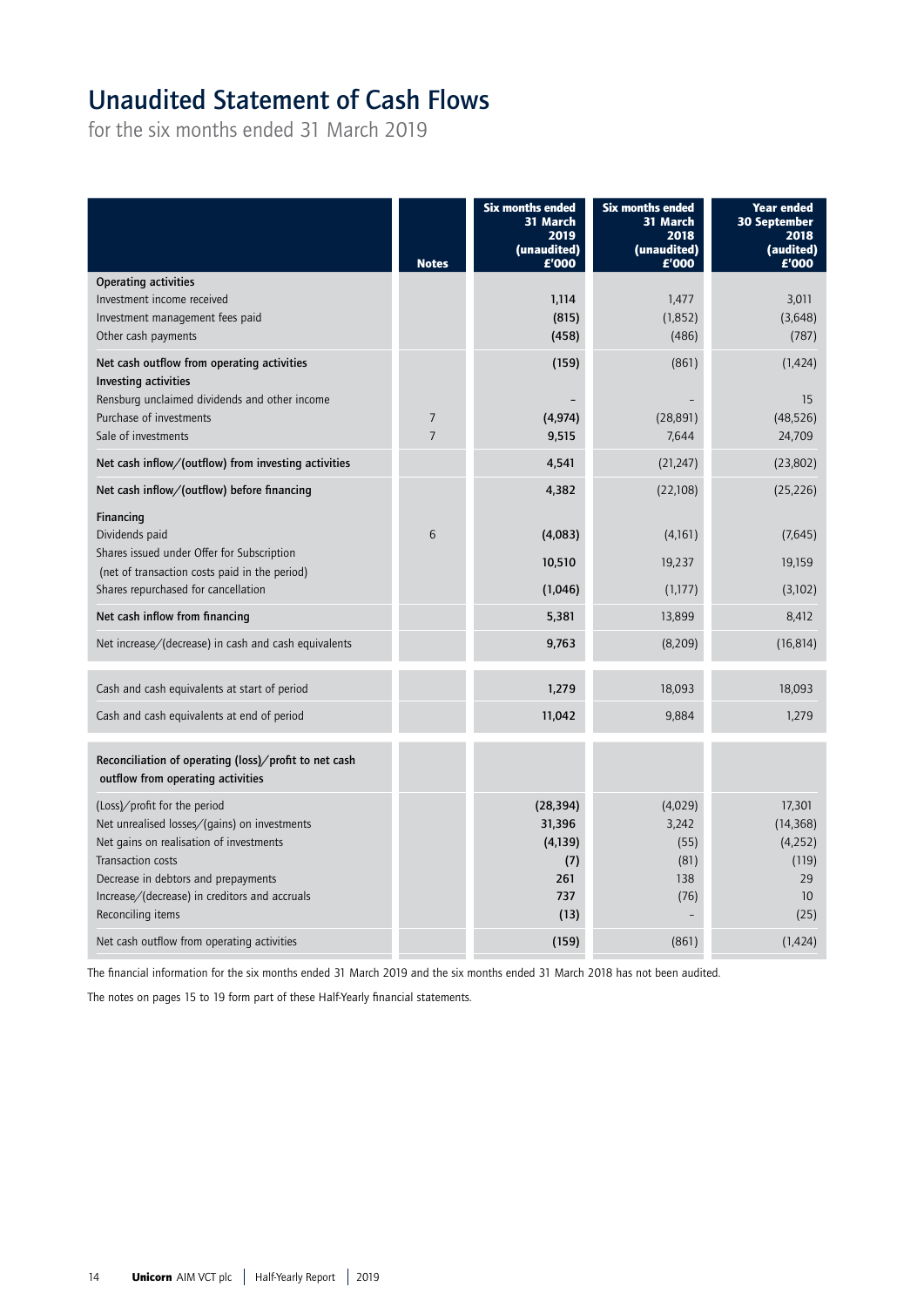# Unaudited Statement of Cash Flows

for the six months ended 31 March 2019

| | Notes | Six months ended 31 March 2019 (unaudited) £'000 | Six months ended 31 March 2018 (unaudited) £'000 | Year ended 30 September 2018 (audited) £'000 |
|---|---|---|---|---|
| **Operating activities** | | | | |
| Investment income received | | **1,114** | 1,477 | 3,011 |
| Investment management fees paid | | **(815)** | (1,852) | (3,648) |
| Other cash payments | | **(458)** | (486) | (787) |
| **Net cash outflow from operating activities** | | **(159)** | (861) | (1,424) |
| **Investing activities** | | | | |
| Rensburg unclaimed dividends and other income | | **–** | – | 15 |
| Purchase of investments | 7 | **(4,974)** | (28,891) | (48,526) |
| Sale of investments | 7 | **9,515** | 7,644 | 24,709 |
| **Net cash inflow/(outflow) from investing activities** | | **4,541** | (21,247) | (23,802) |
| **Net cash inflow/(outflow) before financing** | | **4,382** | (22,108) | (25,226) |
| **Financing** | | | | |
| Dividends paid | 6 | **(4,083)** | (4,161) | (7,645) |
| Shares issued under Offer for Subscription (net of transaction costs paid in the period) | | **10,510** | 19,237 | 19,159 |
| Shares repurchased for cancellation | | **(1,046)** | (1,177) | (3,102) |
| **Net cash inflow from financing** | | **5,381** | 13,899 | 8,412 |
| Net increase/(decrease) in cash and cash equivalents | | **9,763** | (8,209) | (16,814) |
| Cash and cash equivalents at start of period | | **1,279** | 18,093 | 18,093 |
| Cash and cash equivalents at end of period | | **11,042** | 9,884 | 1,279 |
| **Reconciliation of operating (loss)/profit to net cash outflow from operating activities** | | | | |
| (Loss)/profit for the period | | **(28,394)** | (4,029) | 17,301 |
| Net unrealised losses/(gains) on investments | | **31,396** | 3,242 | (14,368) |
| Net gains on realisation of investments | | **(4,139)** | (55) | (4,252) |
| Transaction costs | | **(7)** | (81) | (119) |
| Decrease in debtors and prepayments | | **261** | 138 | 29 |
| Increase/(decrease) in creditors and accruals | | **737** | (76) | 10 |
| Reconciling items | | **(13)** | – | (25) |
| Net cash outflow from operating activities | | **(159)** | (861) | (1,424) |

The financial information for the six months ended 31 March 2019 and the six months ended 31 March 2018 has not been audited.

The notes on pages 15 to 19 form part of these Half-Yearly financial statements.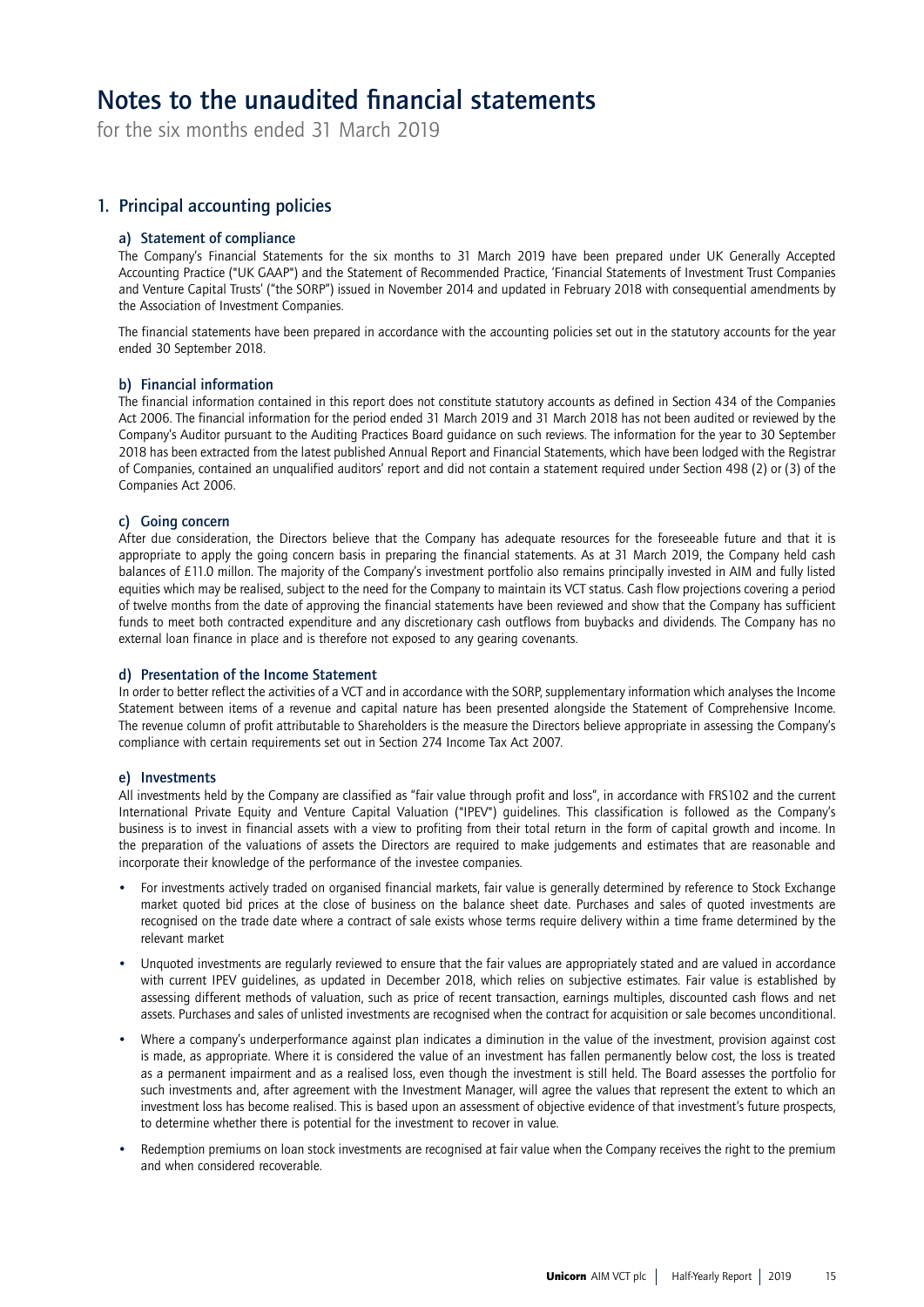# Notes to the unaudited financial statements

for the six months ended 31 March 2019

## 1. Principal accounting policies

### a) Statement of compliance

The Company's Financial Statements for the six months to 31 March 2019 have been prepared under UK Generally Accepted Accounting Practice ("UK GAAP") and the Statement of Recommended Practice, 'Financial Statements of Investment Trust Companies and Venture Capital Trusts' ("the SORP") issued in November 2014 and updated in February 2018 with consequential amendments by the Association of Investment Companies.

The financial statements have been prepared in accordance with the accounting policies set out in the statutory accounts for the year ended 30 September 2018.

### b) Financial information

The financial information contained in this report does not constitute statutory accounts as defined in Section 434 of the Companies Act 2006. The financial information for the period ended 31 March 2019 and 31 March 2018 has not been audited or reviewed by the Company's Auditor pursuant to the Auditing Practices Board guidance on such reviews. The information for the year to 30 September 2018 has been extracted from the latest published Annual Report and Financial Statements, which have been lodged with the Registrar of Companies, contained an unqualified auditors' report and did not contain a statement required under Section 498 (2) or (3) of the Companies Act 2006.

### c) Going concern

After due consideration, the Directors believe that the Company has adequate resources for the foreseeable future and that it is appropriate to apply the going concern basis in preparing the financial statements. As at 31 March 2019, the Company held cash balances of £11.0 millon. The majority of the Company's investment portfolio also remains principally invested in AIM and fully listed equities which may be realised, subject to the need for the Company to maintain its VCT status. Cash flow projections covering a period of twelve months from the date of approving the financial statements have been reviewed and show that the Company has sufficient funds to meet both contracted expenditure and any discretionary cash outflows from buybacks and dividends. The Company has no external loan finance in place and is therefore not exposed to any gearing covenants.

### d) Presentation of the Income Statement

In order to better reflect the activities of a VCT and in accordance with the SORP, supplementary information which analyses the Income Statement between items of a revenue and capital nature has been presented alongside the Statement of Comprehensive Income. The revenue column of profit attributable to Shareholders is the measure the Directors believe appropriate in assessing the Company's compliance with certain requirements set out in Section 274 Income Tax Act 2007.

### e) Investments

All investments held by the Company are classified as "fair value through profit and loss", in accordance with FRS102 and the current International Private Equity and Venture Capital Valuation ("IPEV") guidelines. This classification is followed as the Company's business is to invest in financial assets with a view to profiting from their total return in the form of capital growth and income. In the preparation of the valuations of assets the Directors are required to make judgements and estimates that are reasonable and incorporate their knowledge of the performance of the investee companies.

- For investments actively traded on organised financial markets, fair value is generally determined by reference to Stock Exchange market quoted bid prices at the close of business on the balance sheet date. Purchases and sales of quoted investments are recognised on the trade date where a contract of sale exists whose terms require delivery within a time frame determined by the relevant market
- Unquoted investments are regularly reviewed to ensure that the fair values are appropriately stated and are valued in accordance with current IPEV guidelines, as updated in December 2018, which relies on subjective estimates. Fair value is established by assessing different methods of valuation, such as price of recent transaction, earnings multiples, discounted cash flows and net assets. Purchases and sales of unlisted investments are recognised when the contract for acquisition or sale becomes unconditional.
- Where a company's underperformance against plan indicates a diminution in the value of the investment, provision against cost is made, as appropriate. Where it is considered the value of an investment has fallen permanently below cost, the loss is treated as a permanent impairment and as a realised loss, even though the investment is still held. The Board assesses the portfolio for such investments and, after agreement with the Investment Manager, will agree the values that represent the extent to which an investment loss has become realised. This is based upon an assessment of objective evidence of that investment's future prospects, to determine whether there is potential for the investment to recover in value.
- Redemption premiums on loan stock investments are recognised at fair value when the Company receives the right to the premium and when considered recoverable.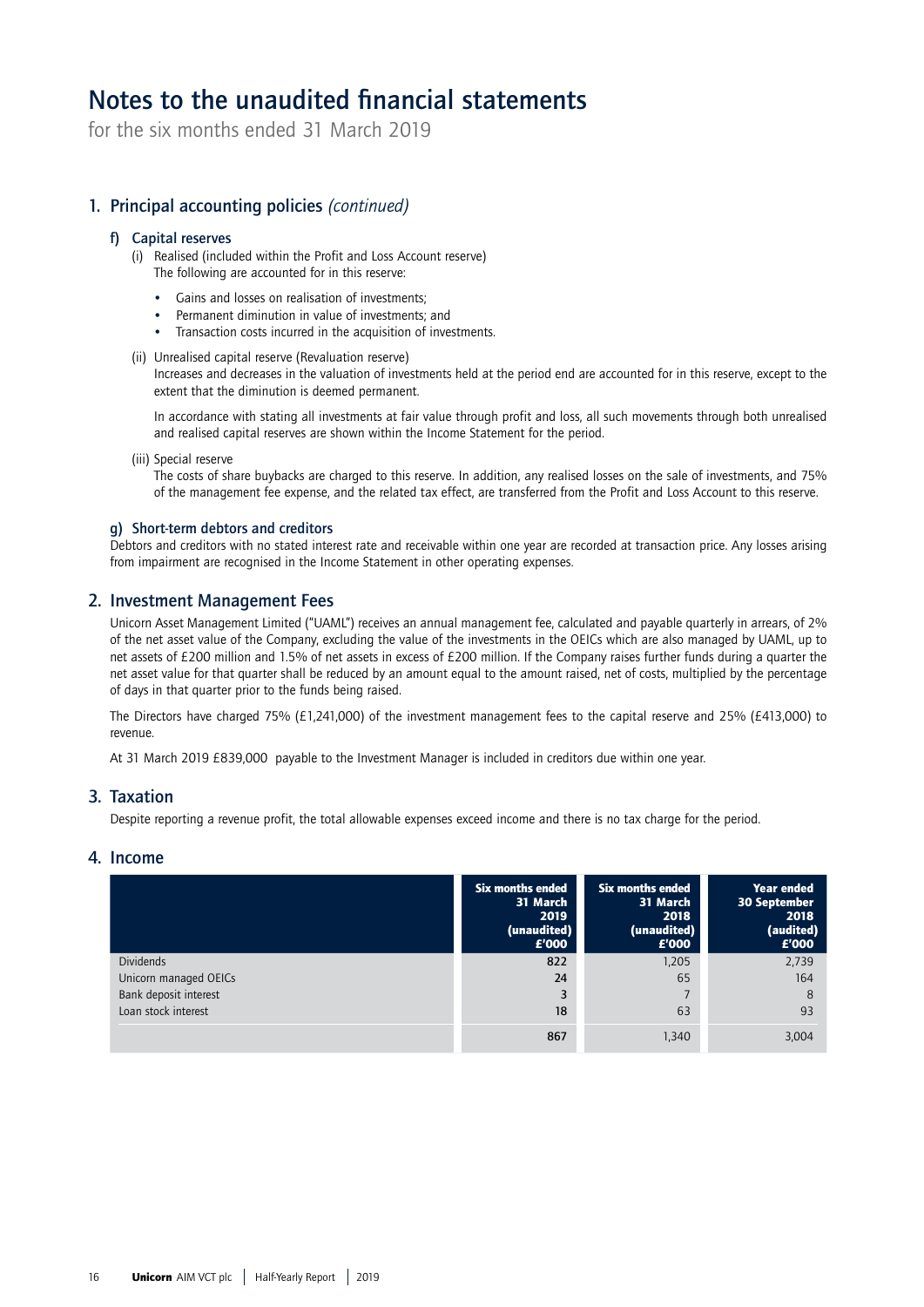# Notes to the unaudited financial statements

for the six months ended 31 March 2019

## 1. Principal accounting policies *(continued)*

### f) Capital reserves

(i) Realised (included within the Profit and Loss Account reserve)
The following are accounted for in this reserve:

- Gains and losses on realisation of investments;
- Permanent diminution in value of investments; and
- Transaction costs incurred in the acquisition of investments.

(ii) Unrealised capital reserve (Revaluation reserve)
Increases and decreases in the valuation of investments held at the period end are accounted for in this reserve, except to the extent that the diminution is deemed permanent.

In accordance with stating all investments at fair value through profit and loss, all such movements through both unrealised and realised capital reserves are shown within the Income Statement for the period.

(iii) Special reserve
The costs of share buybacks are charged to this reserve. In addition, any realised losses on the sale of investments, and 75% of the management fee expense, and the related tax effect, are transferred from the Profit and Loss Account to this reserve.

### g) Short-term debtors and creditors

Debtors and creditors with no stated interest rate and receivable within one year are recorded at transaction price. Any losses arising from impairment are recognised in the Income Statement in other operating expenses.

## 2. Investment Management Fees

Unicorn Asset Management Limited ("UAML") receives an annual management fee, calculated and payable quarterly in arrears, of 2% of the net asset value of the Company, excluding the value of the investments in the OEICs which are also managed by UAML, up to net assets of £200 million and 1.5% of net assets in excess of £200 million. If the Company raises further funds during a quarter the net asset value for that quarter shall be reduced by an amount equal to the amount raised, net of costs, multiplied by the percentage of days in that quarter prior to the funds being raised.

The Directors have charged 75% (£1,241,000) of the investment management fees to the capital reserve and 25% (£413,000) to revenue.

At 31 March 2019 £839,000 payable to the Investment Manager is included in creditors due within one year.

## 3. Taxation

Despite reporting a revenue profit, the total allowable expenses exceed income and there is no tax charge for the period.

## 4. Income

| | Six months ended 31 March 2019 (unaudited) £'000 | Six months ended 31 March 2018 (unaudited) £'000 | Year ended 30 September 2018 (audited) £'000 |
|---|---|---|---|
| Dividends | **822** | 1,205 | 2,739 |
| Unicorn managed OEICs | **24** | 65 | 164 |
| Bank deposit interest | **3** | 7 | 8 |
| Loan stock interest | **18** | 63 | 93 |
| | **867** | 1,340 | 3,004 |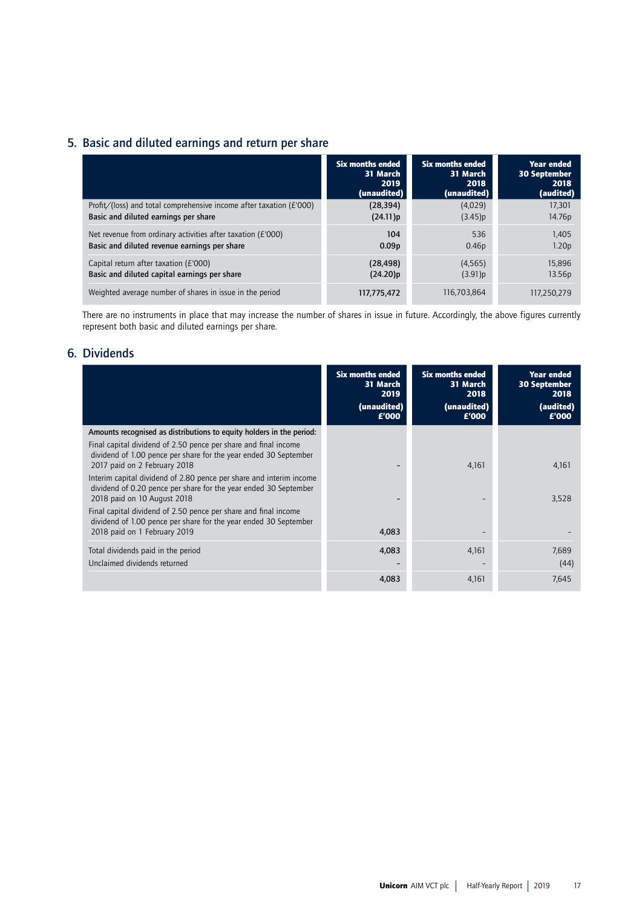## 5. Basic and diluted earnings and return per share

| | Six months ended 31 March 2019 (unaudited) | Six months ended 31 March 2018 (unaudited) | Year ended 30 September 2018 (audited) |
|---|---|---|---|
| Profit/(loss) and total comprehensive income after taxation (£'000) | **(28,394)** | (4,029) | 17,301 |
| **Basic and diluted earnings per share** | **(24.11)p** | (3.45)p | 14.76p |
| Net revenue from ordinary activities after taxation (£'000) | **104** | 536 | 1,405 |
| **Basic and diluted revenue earnings per share** | **0.09p** | 0.46p | 1.20p |
| Capital return after taxation (£'000) | **(28,498)** | (4,565) | 15,896 |
| **Basic and diluted capital earnings per share** | **(24.20)p** | (3.91)p | 13.56p |
| Weighted average number of shares in issue in the period | **117,775,472** | 116,703,864 | 117,250,279 |

There are no instruments in place that may increase the number of shares in issue in future. Accordingly, the above figures currently represent both basic and diluted earnings per share.

## 6. Dividends

| | Six months ended 31 March 2019 (unaudited) £'000 | Six months ended 31 March 2018 (unaudited) £'000 | Year ended 30 September 2018 (audited) £'000 |
|---|---|---|---|
| Amounts recognised as distributions to equity holders in the period: | | | |
| Final capital dividend of 2.50 pence per share and final income dividend of 1.00 pence per share for the year ended 30 September 2017 paid on 2 February 2018 | **–** | 4,161 | 4,161 |
| Interim capital dividend of 2.80 pence per share and interim income dividend of 0.20 pence per share for the year ended 30 September 2018 paid on 10 August 2018 | **–** | – | 3,528 |
| Final capital dividend of 2.50 pence per share and final income dividend of 1.00 pence per share for the year ended 30 September 2018 paid on 1 February 2019 | **4,083** | – | – |
| Total dividends paid in the period | **4,083** | 4,161 | 7,689 |
| Unclaimed dividends returned | **–** | – | (44) |
| | **4,083** | 4,161 | 7,645 |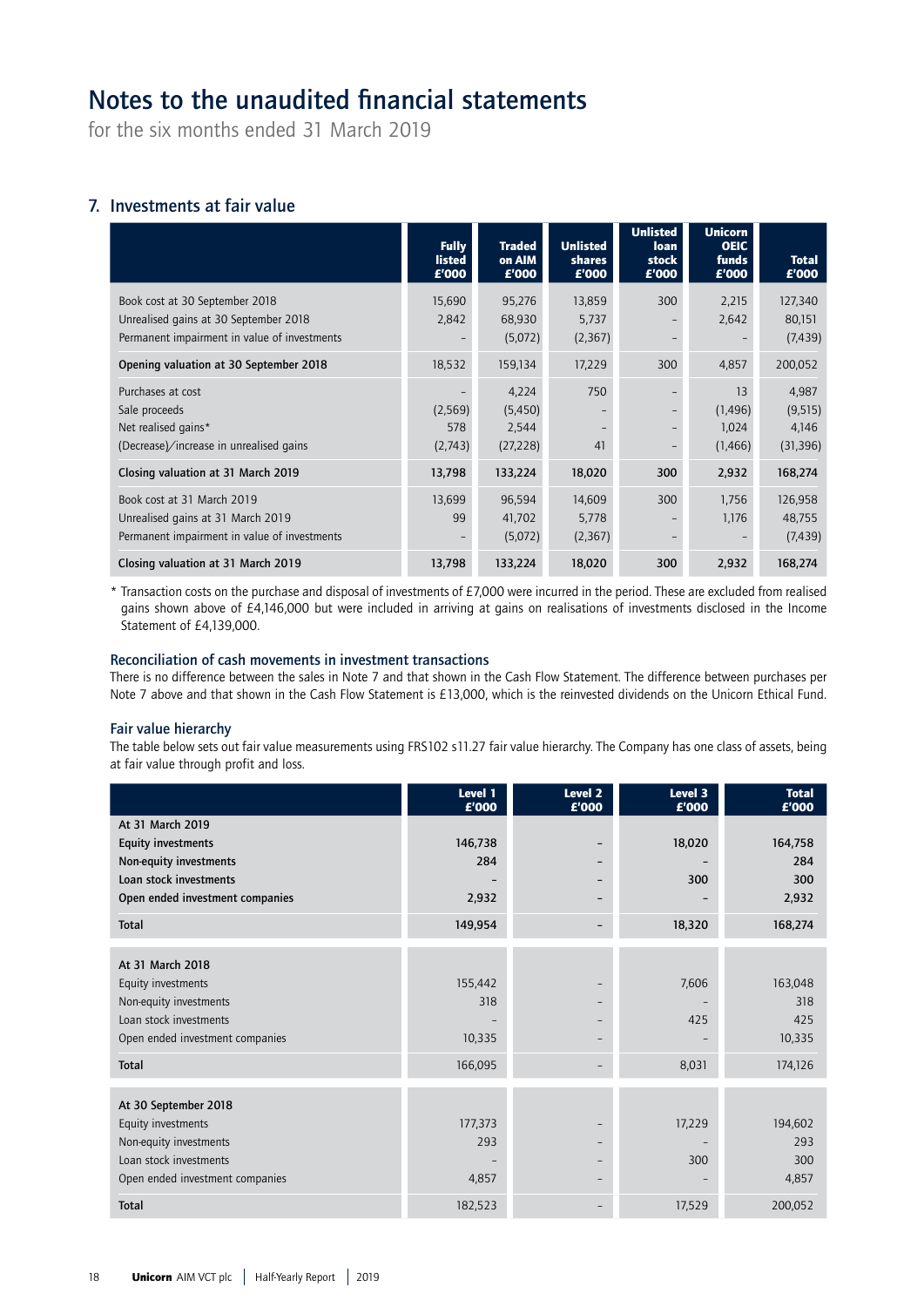# Notes to the unaudited financial statements

for the six months ended 31 March 2019

## 7. Investments at fair value

| | Fully listed £'000 | Traded on AIM £'000 | Unlisted shares £'000 | Unlisted loan stock £'000 | Unicorn OEIC funds £'000 | Total £'000 |
|---|---|---|---|---|---|---|
| Book cost at 30 September 2018 | 15,690 | 95,276 | 13,859 | 300 | 2,215 | 127,340 |
| Unrealised gains at 30 September 2018 | 2,842 | 68,930 | 5,737 | – | 2,642 | 80,151 |
| Permanent impairment in value of investments | – | (5,072) | (2,367) | – | – | (7,439) |
| **Opening valuation at 30 September 2018** | 18,532 | 159,134 | 17,229 | 300 | 4,857 | 200,052 |
| Purchases at cost | – | 4,224 | 750 | – | 13 | 4,987 |
| Sale proceeds | (2,569) | (5,450) | – | – | (1,496) | (9,515) |
| Net realised gains* | 578 | 2,544 | – | – | 1,024 | 4,146 |
| (Decrease)/increase in unrealised gains | (2,743) | (27,228) | 41 | – | (1,466) | (31,396) |
| **Closing valuation at 31 March 2019** | **13,798** | **133,224** | **18,020** | **300** | **2,932** | **168,274** |
| Book cost at 31 March 2019 | 13,699 | 96,594 | 14,609 | 300 | 1,756 | 126,958 |
| Unrealised gains at 31 March 2019 | 99 | 41,702 | 5,778 | – | 1,176 | 48,755 |
| Permanent impairment in value of investments | – | (5,072) | (2,367) | – | – | (7,439) |
| **Closing valuation at 31 March 2019** | **13,798** | **133,224** | **18,020** | **300** | **2,932** | **168,274** |

\* Transaction costs on the purchase and disposal of investments of £7,000 were incurred in the period. These are excluded from realised gains shown above of £4,146,000 but were included in arriving at gains on realisations of investments disclosed in the Income Statement of £4,139,000.

### Reconciliation of cash movements in investment transactions

There is no difference between the sales in Note 7 and that shown in the Cash Flow Statement. The difference between purchases per Note 7 above and that shown in the Cash Flow Statement is £13,000, which is the reinvested dividends on the Unicorn Ethical Fund.

### Fair value hierarchy

The table below sets out fair value measurements using FRS102 s11.27 fair value hierarchy. The Company has one class of assets, being at fair value through profit and loss.

| | Level 1 £'000 | Level 2 £'000 | Level 3 £'000 | Total £'000 |
|---|---|---|---|---|
| **At 31 March 2019** | | | | |
| **Equity investments** | **146,738** | **–** | **18,020** | **164,758** |
| **Non-equity investments** | **284** | **–** | **–** | **284** |
| **Loan stock investments** | **–** | **–** | **300** | **300** |
| **Open ended investment companies** | **2,932** | **–** | **–** | **2,932** |
| **Total** | **149,954** | **–** | **18,320** | **168,274** |
| **At 31 March 2018** | | | | |
| Equity investments | 155,442 | – | 7,606 | 163,048 |
| Non-equity investments | 318 | – | – | 318 |
| Loan stock investments | – | – | 425 | 425 |
| Open ended investment companies | 10,335 | – | – | 10,335 |
| **Total** | 166,095 | – | 8,031 | 174,126 |
| **At 30 September 2018** | | | | |
| Equity investments | 177,373 | – | 17,229 | 194,602 |
| Non-equity investments | 293 | – | – | 293 |
| Loan stock investments | – | – | 300 | 300 |
| Open ended investment companies | 4,857 | – | – | 4,857 |
| **Total** | 182,523 | – | 17,529 | 200,052 |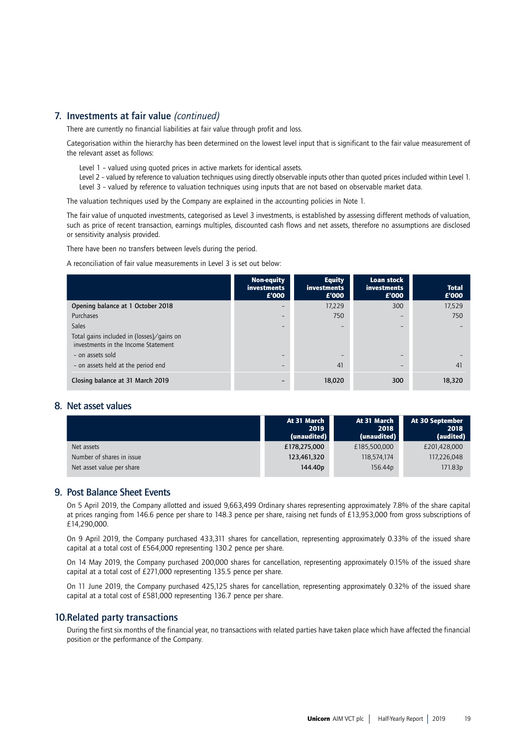## 7. Investments at fair value *(continued)*

There are currently no financial liabilities at fair value through profit and loss.

Categorisation within the hierarchy has been determined on the lowest level input that is significant to the fair value measurement of the relevant asset as follows:

Level 1 – valued using quoted prices in active markets for identical assets.
Level 2 – valued by reference to valuation techniques using directly observable inputs other than quoted prices included within Level 1.
Level 3 – valued by reference to valuation techniques using inputs that are not based on observable market data.

The valuation techniques used by the Company are explained in the accounting policies in Note 1.

The fair value of unquoted investments, categorised as Level 3 investments, is established by assessing different methods of valuation, such as price of recent transaction, earnings multiples, discounted cash flows and net assets, therefore no assumptions are disclosed or sensitivity analysis provided.

There have been no transfers between levels during the period.

A reconciliation of fair value measurements in Level 3 is set out below:

| | Non-equity investments £'000 | Equity investments £'000 | Loan stock investments £'000 | Total £'000 |
|---|---|---|---|---|
| **Opening balance at 1 October 2018** | – | 17,229 | 300 | 17,529 |
| Purchases | – | 750 | – | 750 |
| Sales | – | – | – | – |
| Total gains included in (losses)/gains on investments in the Income Statement | | | | |
| – on assets sold | – | – | – | – |
| – on assets held at the period end | – | 41 | – | 41 |
| **Closing balance at 31 March 2019** | **–** | **18,020** | **300** | **18,320** |

## 8. Net asset values

| | At 31 March 2019 (unaudited) | At 31 March 2018 (unaudited) | At 30 September 2018 (audited) |
|---|---|---|---|
| Net assets | **£178,275,000** | £185,500,000 | £201,428,000 |
| Number of shares in issue | **123,461,320** | 118,574,174 | 117,226,048 |
| Net asset value per share | **144.40p** | 156.44p | 171.83p |

## 9. Post Balance Sheet Events

On 5 April 2019, the Company allotted and issued 9,663,499 Ordinary shares representing approximately 7.8% of the share capital at prices ranging from 146.6 pence per share to 148.3 pence per share, raising net funds of £13,953,000 from gross subscriptions of £14,290,000.

On 9 April 2019, the Company purchased 433,311 shares for cancellation, representing approximately 0.33% of the issued share capital at a total cost of £564,000 representing 130.2 pence per share.

On 14 May 2019, the Company purchased 200,000 shares for cancellation, representing approximately 0.15% of the issued share capital at a total cost of £271,000 representing 135.5 pence per share.

On 11 June 2019, the Company purchased 425,125 shares for cancellation, representing approximately 0.32% of the issued share capital at a total cost of £581,000 representing 136.7 pence per share.

## 10. Related party transactions

During the first six months of the financial year, no transactions with related parties have taken place which have affected the financial position or the performance of the Company.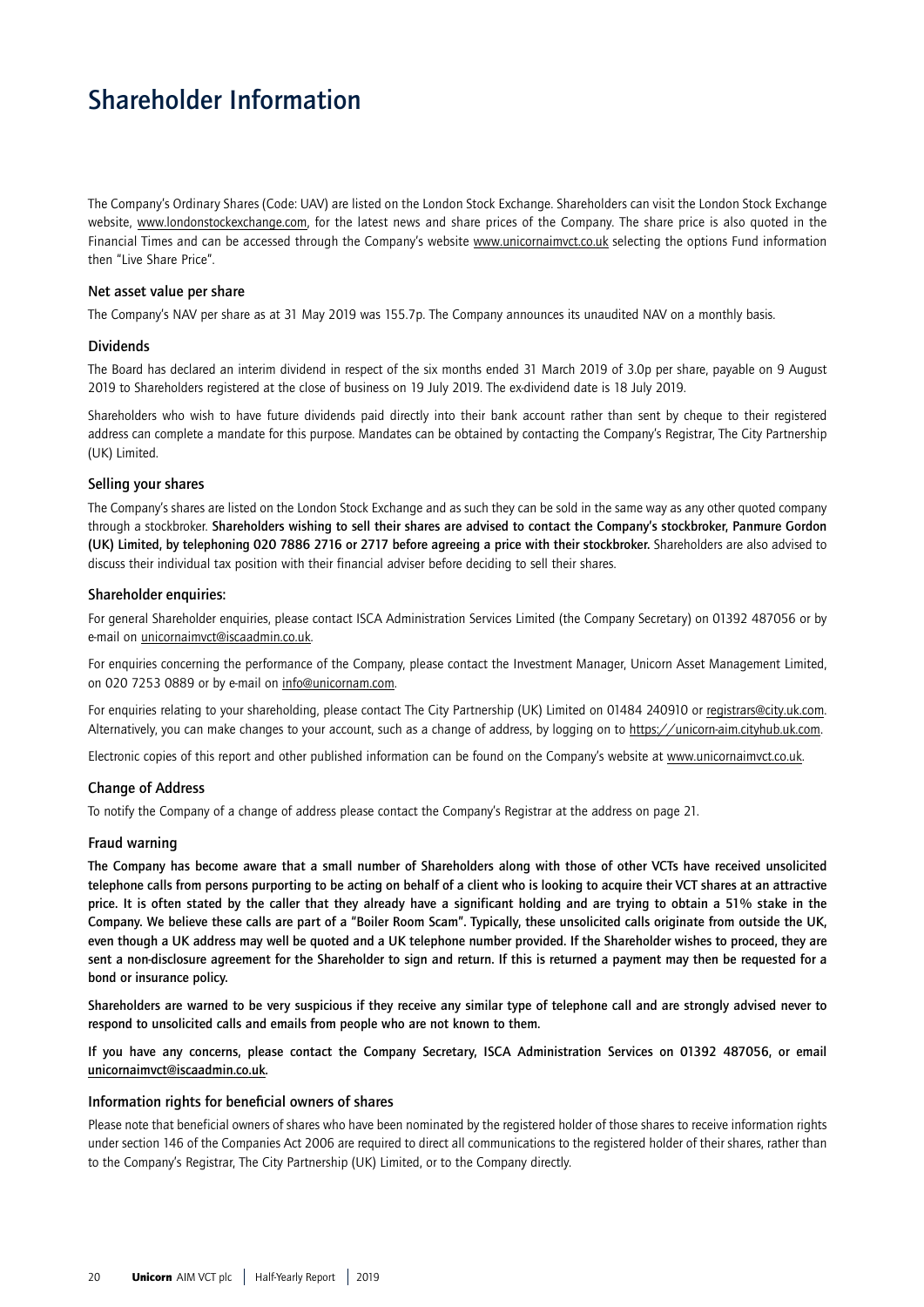# Shareholder Information

The Company's Ordinary Shares (Code: UAV) are listed on the London Stock Exchange. Shareholders can visit the London Stock Exchange website, www.londonstockexchange.com, for the latest news and share prices of the Company. The share price is also quoted in the Financial Times and can be accessed through the Company's website www.unicornaimvct.co.uk selecting the options Fund information then "Live Share Price".

## Net asset value per share

The Company's NAV per share as at 31 May 2019 was 155.7p. The Company announces its unaudited NAV on a monthly basis.

## Dividends

The Board has declared an interim dividend in respect of the six months ended 31 March 2019 of 3.0p per share, payable on 9 August 2019 to Shareholders registered at the close of business on 19 July 2019. The ex-dividend date is 18 July 2019.

Shareholders who wish to have future dividends paid directly into their bank account rather than sent by cheque to their registered address can complete a mandate for this purpose. Mandates can be obtained by contacting the Company's Registrar, The City Partnership (UK) Limited.

## Selling your shares

The Company's shares are listed on the London Stock Exchange and as such they can be sold in the same way as any other quoted company through a stockbroker. **Shareholders wishing to sell their shares are advised to contact the Company's stockbroker, Panmure Gordon (UK) Limited, by telephoning 020 7886 2716 or 2717 before agreeing a price with their stockbroker.** Shareholders are also advised to discuss their individual tax position with their financial adviser before deciding to sell their shares.

## Shareholder enquiries:

For general Shareholder enquiries, please contact ISCA Administration Services Limited (the Company Secretary) on 01392 487056 or by e-mail on unicornaimvct@iscaadmin.co.uk.

For enquiries concerning the performance of the Company, please contact the Investment Manager, Unicorn Asset Management Limited, on 020 7253 0889 or by e-mail on info@unicornam.com.

For enquiries relating to your shareholding, please contact The City Partnership (UK) Limited on 01484 240910 or registrars@city.uk.com. Alternatively, you can make changes to your account, such as a change of address, by logging on to https://unicorn-aim.cityhub.uk.com.

Electronic copies of this report and other published information can be found on the Company's website at www.unicornaimvct.co.uk.

## Change of Address

To notify the Company of a change of address please contact the Company's Registrar at the address on page 21.

## Fraud warning

**The Company has become aware that a small number of Shareholders along with those of other VCTs have received unsolicited telephone calls from persons purporting to be acting on behalf of a client who is looking to acquire their VCT shares at an attractive price. It is often stated by the caller that they already have a significant holding and are trying to obtain a 51% stake in the Company. We believe these calls are part of a "Boiler Room Scam". Typically, these unsolicited calls originate from outside the UK, even though a UK address may well be quoted and a UK telephone number provided. If the Shareholder wishes to proceed, they are sent a non-disclosure agreement for the Shareholder to sign and return. If this is returned a payment may then be requested for a bond or insurance policy.**

**Shareholders are warned to be very suspicious if they receive any similar type of telephone call and are strongly advised never to respond to unsolicited calls and emails from people who are not known to them.**

**If you have any concerns, please contact the Company Secretary, ISCA Administration Services on 01392 487056, or email unicornaimvct@iscaadmin.co.uk.**

## Information rights for beneficial owners of shares

Please note that beneficial owners of shares who have been nominated by the registered holder of those shares to receive information rights under section 146 of the Companies Act 2006 are required to direct all communications to the registered holder of their shares, rather than to the Company's Registrar, The City Partnership (UK) Limited, or to the Company directly.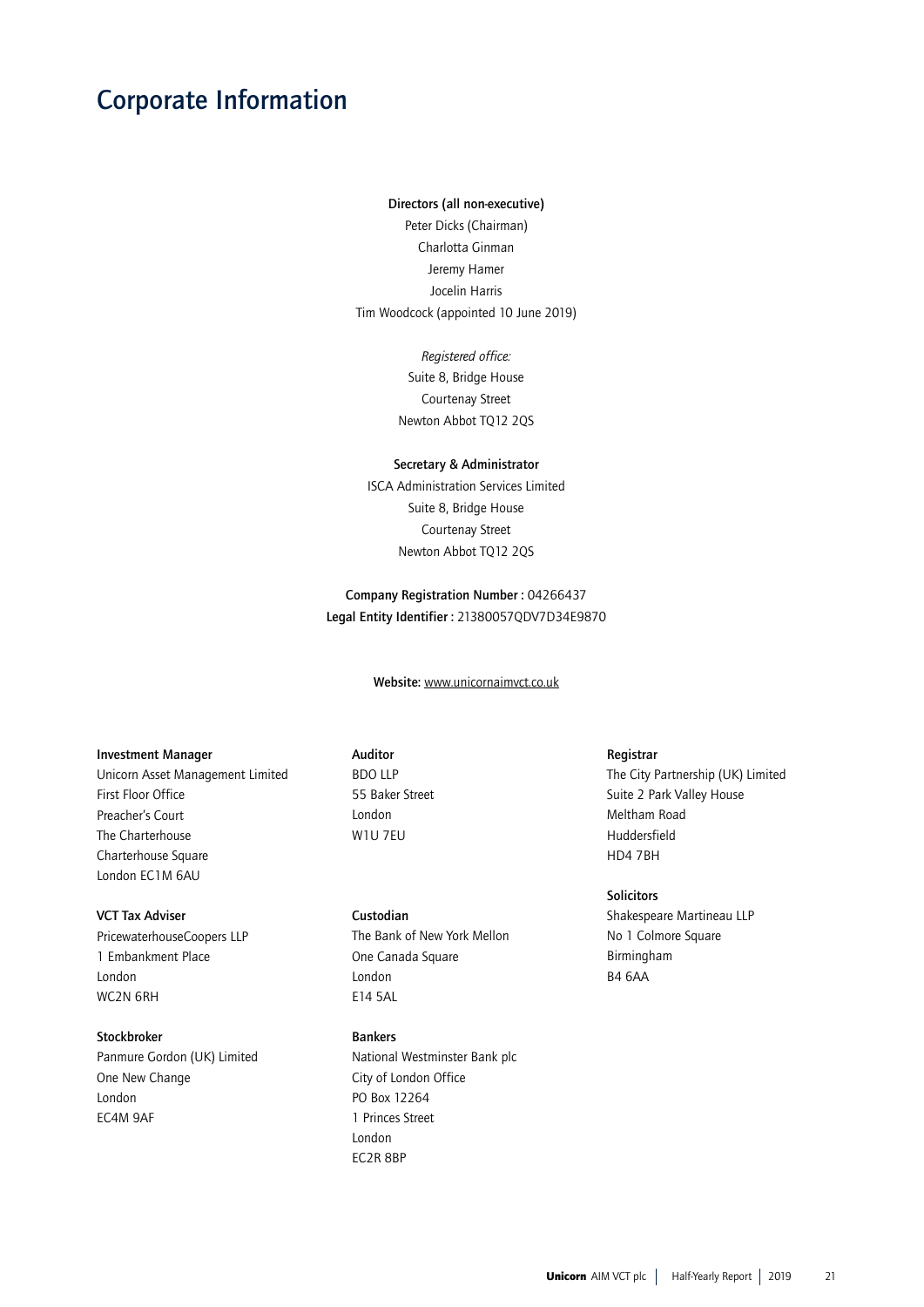# Corporate Information

**Directors (all non-executive)**

Peter Dicks (Chairman)
Charlotta Ginman
Jeremy Hamer
Jocelin Harris
Tim Woodcock (appointed 10 June 2019)

*Registered office:*
Suite 8, Bridge House
Courtenay Street
Newton Abbot TQ12 2QS

**Secretary & Administrator**

ISCA Administration Services Limited
Suite 8, Bridge House
Courtenay Street
Newton Abbot TQ12 2QS

**Company Registration Number :** 04266437
**Legal Entity Identifier :** 21380057QDV7D34E9870

**Website:** www.unicornaimvct.co.uk

**Investment Manager**
Unicorn Asset Management Limited
First Floor Office
Preacher's Court
The Charterhouse
Charterhouse Square
London EC1M 6AU

**VCT Tax Adviser**
PricewaterhouseCoopers LLP
1 Embankment Place
London
WC2N 6RH

**Stockbroker**
Panmure Gordon (UK) Limited
One New Change
London
EC4M 9AF

**Auditor**
BDO LLP
55 Baker Street
London
W1U 7EU

**Custodian**
The Bank of New York Mellon
One Canada Square
London
E14 5AL

**Bankers**
National Westminster Bank plc
City of London Office
PO Box 12264
1 Princes Street
London
EC2R 8BP

**Registrar**
The City Partnership (UK) Limited
Suite 2 Park Valley House
Meltham Road
Huddersfield
HD4 7BH

**Solicitors**
Shakespeare Martineau LLP
No 1 Colmore Square
Birmingham
B4 6AA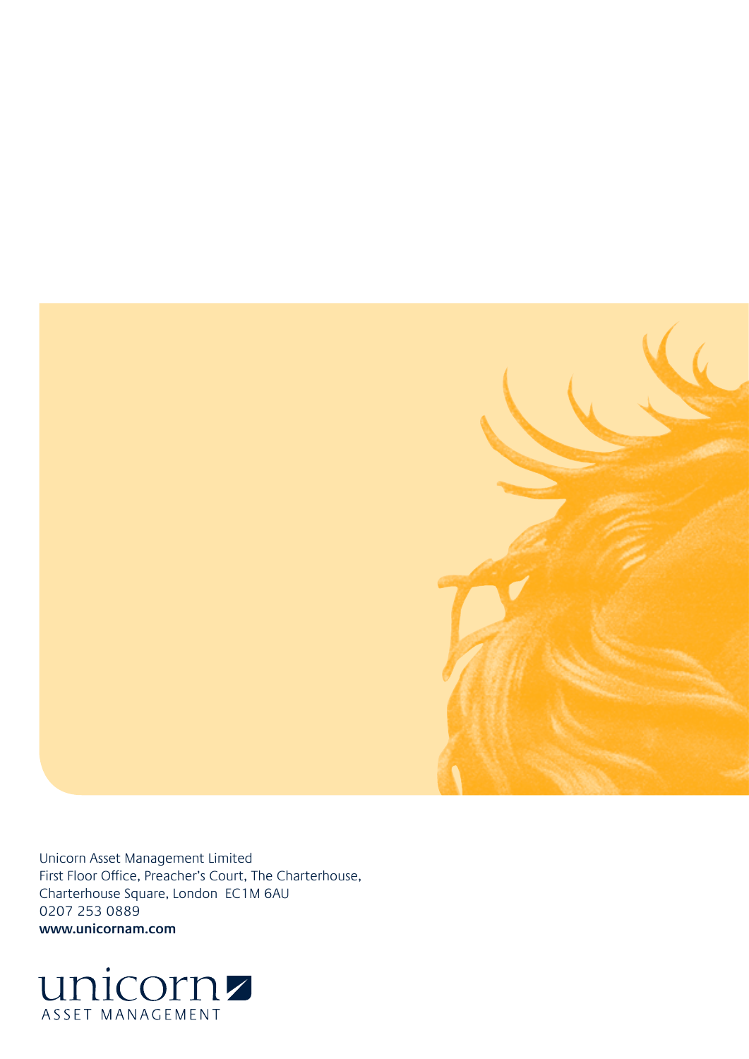Unicorn Asset Management Limited
First Floor Office, Preacher's Court, The Charterhouse,
Charterhouse Square, London EC1M 6AU
0207 253 0889
**www.unicornam.com**

unicorn
ASSET MANAGEMENT